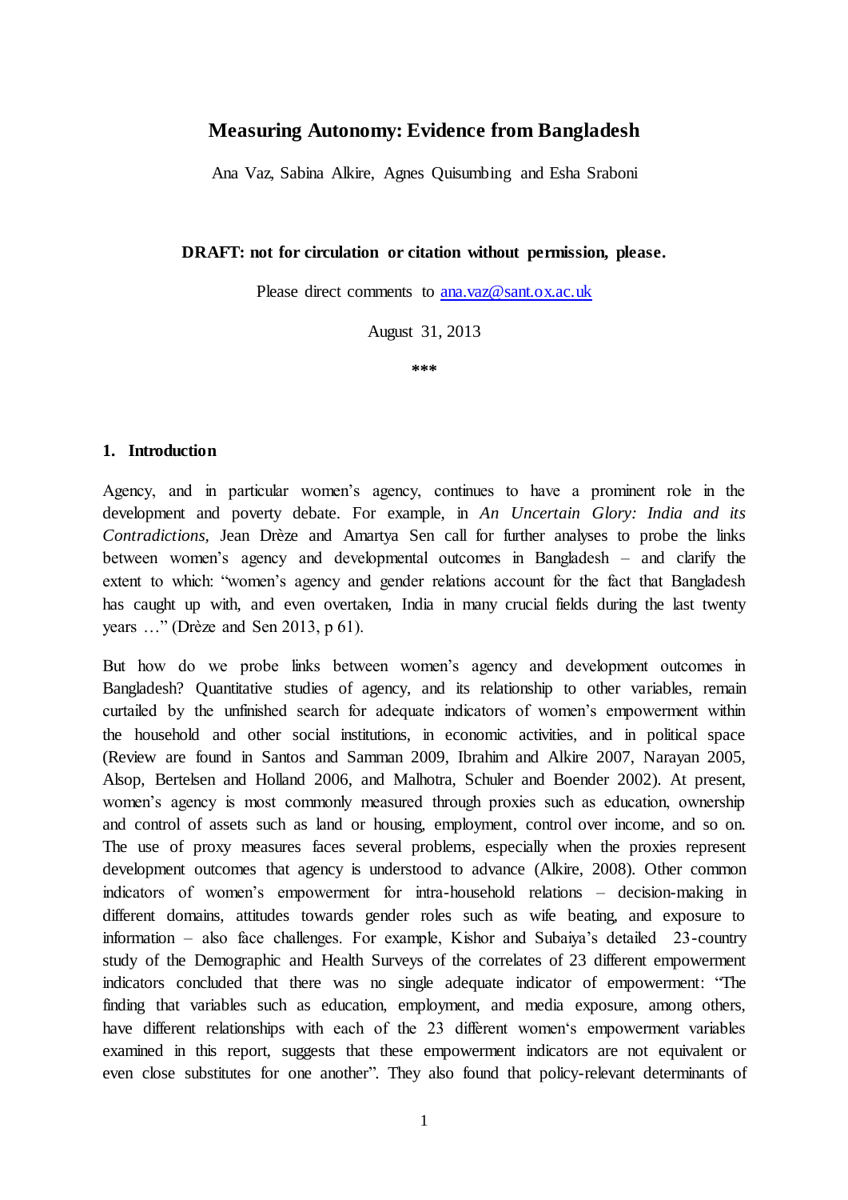# Measuring Autonomy: Evidence from Bangladesh

Ana Vaz, Sabina Alkire, Agnes Quisumbing and Esha Sraboni

**DRAFT: not for circulation or citation without permission, please.**

Please direct comments to ana.vaz@sant.ox.ac.uk

August 31, 2013

\*\*\*

## 1. Introduction

Agency, and in particular women's agency, continues to have a prominent role in the development and poverty debate. For example, in *An Uncertain Glory: India and its Contradictions,* Jean Drèze and Amartya Sen call for further analyses to probe the links between women's agency and developmental outcomes in Bangladesh – and clarify the extent to which: "women's agency and gender relations account for the fact that Bangladesh has caught up with, and even overtaken, India in many crucial fields during the last twenty years …" (Drèze and Sen 2013, p 61).

But how do we probe links between women's agency and development outcomes in Bangladesh? Quantitative studies of agency, and its relationship to other variables, remain curtailed by the unfinished search for adequate indicators of women's empowerment within the household and other social institutions, in economic activities, and in political space (Review are found in Santos and Samman 2009, Ibrahim and Alkire 2007, Narayan 2005, Alsop, Bertelsen and Holland 2006, and Malhotra, Schuler and Boender 2002). At present, women's agency is most commonly measured through proxies such as education, ownership and control of assets such as land or housing, employment, control over income, and so on. The use of proxy measures faces several problems, especially when the proxies represent development outcomes that agency is understood to advance (Alkire, 2008). Other common indicators of women's empowerment for intra-household relations – decision-making in different domains, attitudes towards gender roles such as wife beating, and exposure to information – also face challenges. For example, Kishor and Subaiya's detailed 23-country study of the Demographic and Health Surveys of the correlates of 23 different empowerment indicators concluded that there was no single adequate indicator of empowerment: "The finding that variables such as education, employment, and media exposure, among others, have different relationships with each of the 23 different women's empowerment variables examined in this report, suggests that these empowerment indicators are not equivalent or even close substitutes for one another". They also found that policy-relevant determinants of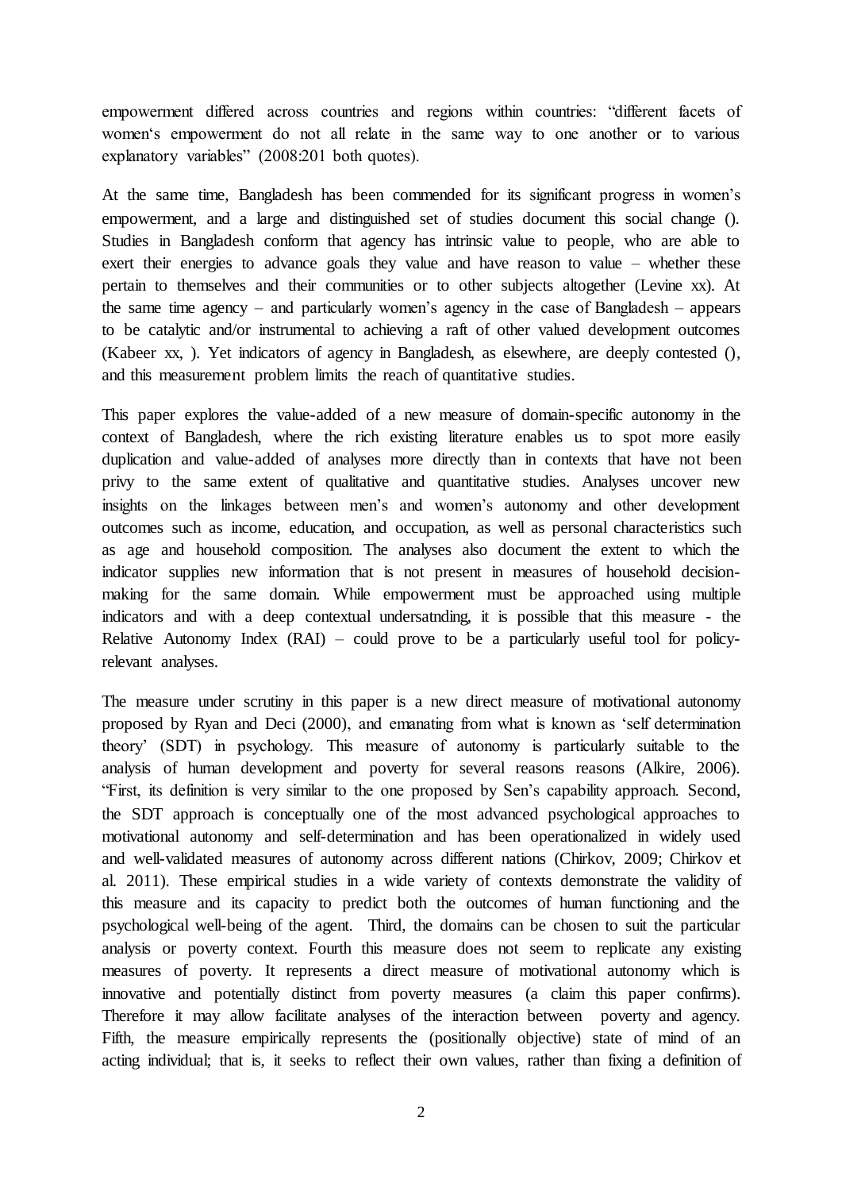empowerment differed across countries and regions within countries: "different facets of women's empowerment do not all relate in the same way to one another or to various explanatory variables" (2008:201 both quotes).

At the same time, Bangladesh has been commended for its significant progress in women's empowerment, and a large and distinguished set of studies document this social change (). Studies in Bangladesh conform that agency has intrinsic value to people, who are able to exert their energies to advance goals they value and have reason to value – whether these pertain to themselves and their communities or to other subjects altogether (Levine xx). At the same time agency – and particularly women's agency in the case of Bangladesh – appears to be catalytic and/or instrumental to achieving a raft of other valued development outcomes (Kabeer xx, ). Yet indicators of agency in Bangladesh, as elsewhere, are deeply contested (), and this measurement problem limits the reach of quantitative studies.

This paper explores the value-added of a new measure of domain-specific autonomy in the context of Bangladesh, where the rich existing literature enables us to spot more easily duplication and value-added of analyses more directly than in contexts that have not been privy to the same extent of qualitative and quantitative studies. Analyses uncover new insights on the linkages between men's and women's autonomy and other development outcomes such as income, education, and occupation, as well as personal characteristics such as age and household composition. The analyses also document the extent to which the indicator supplies new information that is not present in measures of household decision-making for the same domain. While empowerment must be approached using multiple indicators and with a deep contextual undersatnding, it is possible that this measure - the Relative Autonomy Index (RAI) – could prove to be a particularly useful tool for policy-relevant analyses.

The measure under scrutiny in this paper is a new direct measure of motivational autonomy proposed by Ryan and Deci (2000), and emanating from what is known as 'self determination theory' (SDT) in psychology. This measure of autonomy is particularly suitable to the analysis of human development and poverty for several reasons reasons (Alkire, 2006). "First, its definition is very similar to the one proposed by Sen's capability approach. Second, the SDT approach is conceptually one of the most advanced psychological approaches to motivational autonomy and self-determination and has been operationalized in widely used and well-validated measures of autonomy across different nations (Chirkov, 2009; Chirkov et al. 2011). These empirical studies in a wide variety of contexts demonstrate the validity of this measure and its capacity to predict both the outcomes of human functioning and the psychological well-being of the agent. Third, the domains can be chosen to suit the particular analysis or poverty context. Fourth this measure does not seem to replicate any existing measures of poverty. It represents a direct measure of motivational autonomy which is innovative and potentially distinct from poverty measures (a claim this paper confirms). Therefore it may allow facilitate analyses of the interaction between poverty and agency. Fifth, the measure empirically represents the (positionally objective) state of mind of an acting individual; that is, it seeks to reflect their own values, rather than fixing a definition of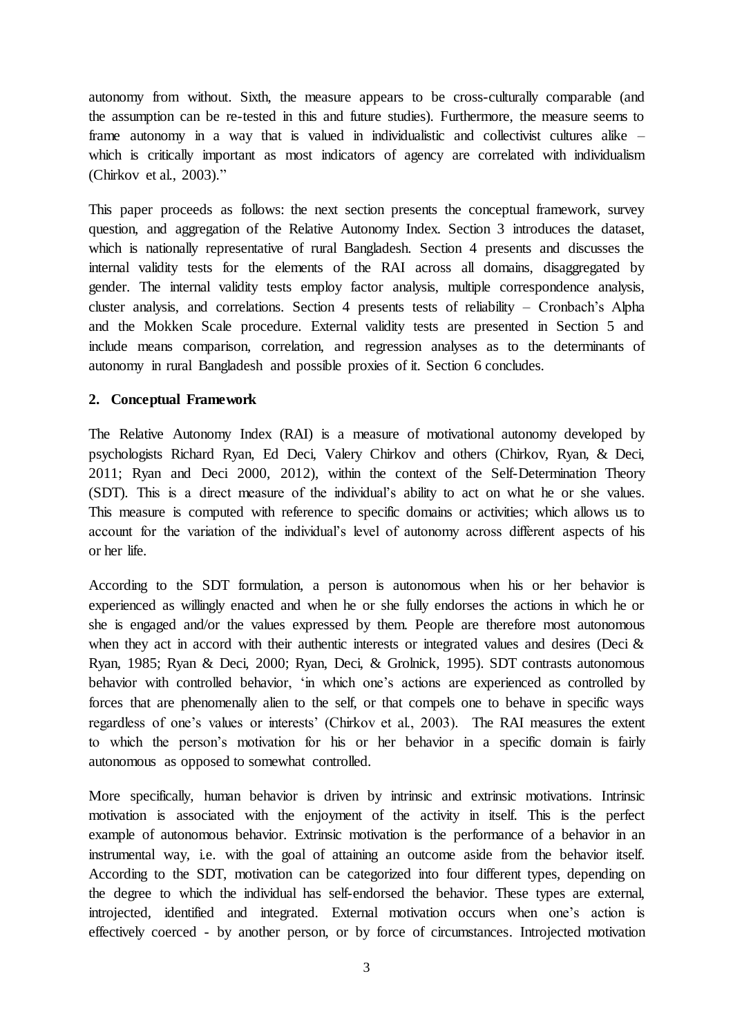autonomy from without. Sixth, the measure appears to be cross-culturally comparable (and the assumption can be re-tested in this and future studies). Furthermore, the measure seems to frame autonomy in a way that is valued in individualistic and collectivist cultures alike – which is critically important as most indicators of agency are correlated with individualism (Chirkov et al., 2003)."

This paper proceeds as follows: the next section presents the conceptual framework, survey question, and aggregation of the Relative Autonomy Index. Section 3 introduces the dataset, which is nationally representative of rural Bangladesh. Section 4 presents and discusses the internal validity tests for the elements of the RAI across all domains, disaggregated by gender. The internal validity tests employ factor analysis, multiple correspondence analysis, cluster analysis, and correlations. Section 4 presents tests of reliability – Cronbach's Alpha and the Mokken Scale procedure. External validity tests are presented in Section 5 and include means comparison, correlation, and regression analyses as to the determinants of autonomy in rural Bangladesh and possible proxies of it. Section 6 concludes.

## 2. Conceptual Framework

The Relative Autonomy Index (RAI) is a measure of motivational autonomy developed by psychologists Richard Ryan, Ed Deci, Valery Chirkov and others (Chirkov, Ryan, & Deci, 2011; Ryan and Deci 2000, 2012), within the context of the Self-Determination Theory (SDT). This is a direct measure of the individual's ability to act on what he or she values. This measure is computed with reference to specific domains or activities; which allows us to account for the variation of the individual's level of autonomy across different aspects of his or her life.

According to the SDT formulation, a person is autonomous when his or her behavior is experienced as willingly enacted and when he or she fully endorses the actions in which he or she is engaged and/or the values expressed by them. People are therefore most autonomous when they act in accord with their authentic interests or integrated values and desires (Deci & Ryan, 1985; Ryan & Deci, 2000; Ryan, Deci, & Grolnick, 1995). SDT contrasts autonomous behavior with controlled behavior, 'in which one's actions are experienced as controlled by forces that are phenomenally alien to the self, or that compels one to behave in specific ways regardless of one's values or interests' (Chirkov et al., 2003). The RAI measures the extent to which the person's motivation for his or her behavior in a specific domain is fairly autonomous as opposed to somewhat controlled.

More specifically, human behavior is driven by intrinsic and extrinsic motivations. Intrinsic motivation is associated with the enjoyment of the activity in itself. This is the perfect example of autonomous behavior. Extrinsic motivation is the performance of a behavior in an instrumental way, i.e. with the goal of attaining an outcome aside from the behavior itself. According to the SDT, motivation can be categorized into four different types, depending on the degree to which the individual has self-endorsed the behavior. These types are external, introjected, identified and integrated. External motivation occurs when one's action is effectively coerced - by another person, or by force of circumstances. Introjected motivation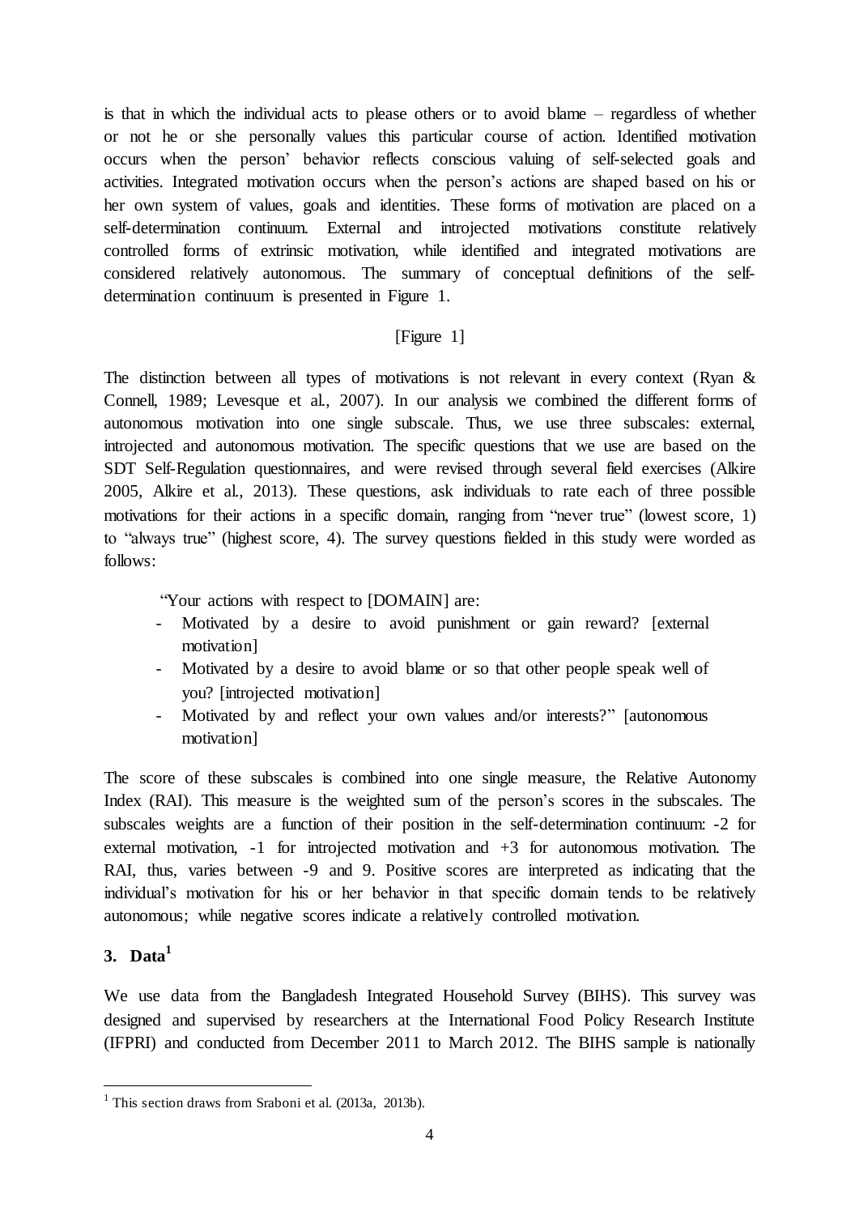is that in which the individual acts to please others or to avoid blame – regardless of whether or not he or she personally values this particular course of action. Identified motivation occurs when the person' behavior reflects conscious valuing of self-selected goals and activities. Integrated motivation occurs when the person's actions are shaped based on his or her own system of values, goals and identities. These forms of motivation are placed on a self-determination continuum. External and introjected motivations constitute relatively controlled forms of extrinsic motivation, while identified and integrated motivations are considered relatively autonomous. The summary of conceptual definitions of the self-determination continuum is presented in Figure 1.

[Figure 1]

The distinction between all types of motivations is not relevant in every context (Ryan & Connell, 1989; Levesque et al., 2007). In our analysis we combined the different forms of autonomous motivation into one single subscale. Thus, we use three subscales: external, introjected and autonomous motivation. The specific questions that we use are based on the SDT Self-Regulation questionnaires, and were revised through several field exercises (Alkire 2005, Alkire et al., 2013). These questions, ask individuals to rate each of three possible motivations for their actions in a specific domain, ranging from "never true" (lowest score, 1) to "always true" (highest score, 4). The survey questions fielded in this study were worded as follows:

"Your actions with respect to [DOMAIN] are:

- Motivated by a desire to avoid punishment or gain reward? [external motivation]
- Motivated by a desire to avoid blame or so that other people speak well of you? [introjected motivation]
- Motivated by and reflect your own values and/or interests?" [autonomous motivation]

The score of these subscales is combined into one single measure, the Relative Autonomy Index (RAI). This measure is the weighted sum of the person's scores in the subscales. The subscales weights are a function of their position in the self-determination continuum: -2 for external motivation, -1 for introjected motivation and +3 for autonomous motivation. The RAI, thus, varies between -9 and 9. Positive scores are interpreted as indicating that the individual's motivation for his or her behavior in that specific domain tends to be relatively autonomous; while negative scores indicate a relatively controlled motivation.

## 3. Data[1]

We use data from the Bangladesh Integrated Household Survey (BIHS). This survey was designed and supervised by researchers at the International Food Policy Research Institute (IFPRI) and conducted from December 2011 to March 2012. The BIHS sample is nationally

[1] This section draws from Sraboni et al. (2013a, 2013b).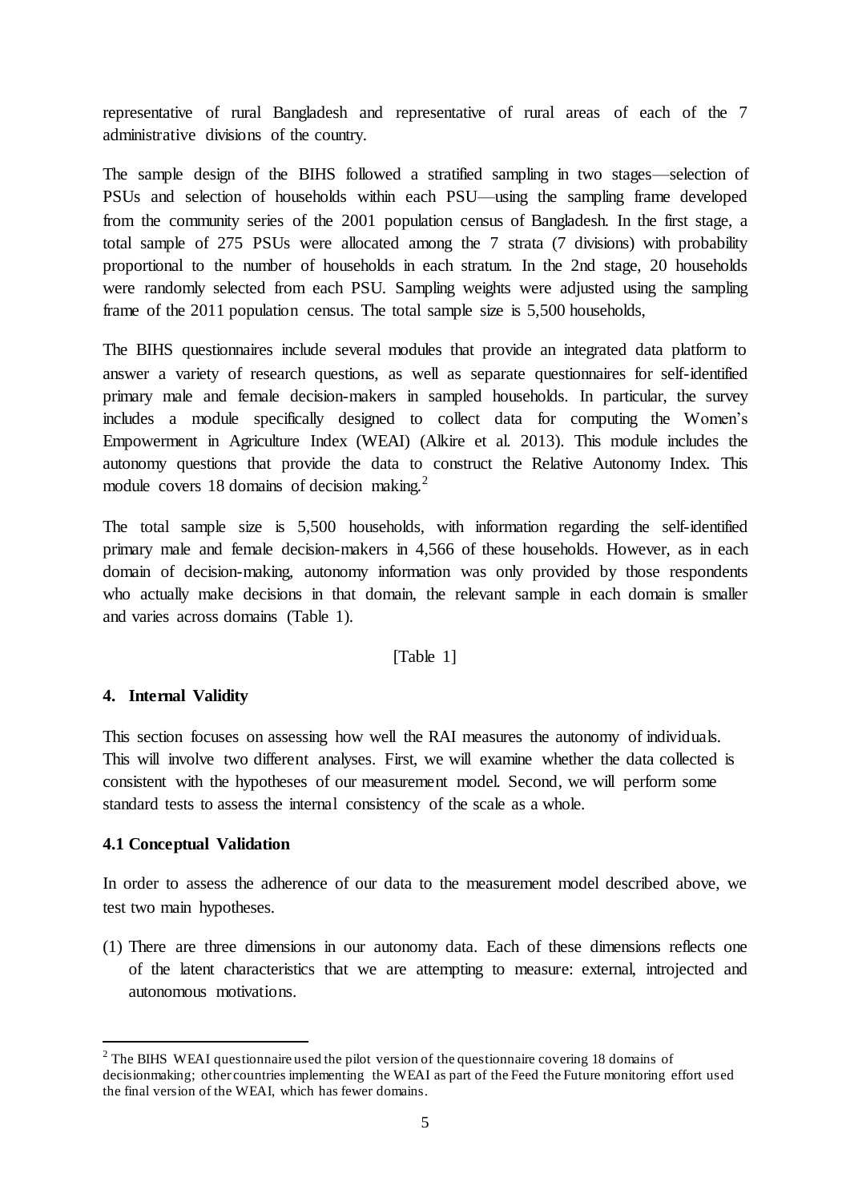representative of rural Bangladesh and representative of rural areas of each of the 7 administrative divisions of the country.

The sample design of the BIHS followed a stratified sampling in two stages—selection of PSUs and selection of households within each PSU—using the sampling frame developed from the community series of the 2001 population census of Bangladesh. In the first stage, a total sample of 275 PSUs were allocated among the 7 strata (7 divisions) with probability proportional to the number of households in each stratum. In the 2nd stage, 20 households were randomly selected from each PSU. Sampling weights were adjusted using the sampling frame of the 2011 population census. The total sample size is 5,500 households,

The BIHS questionnaires include several modules that provide an integrated data platform to answer a variety of research questions, as well as separate questionnaires for self-identified primary male and female decision-makers in sampled households. In particular, the survey includes a module specifically designed to collect data for computing the Women's Empowerment in Agriculture Index (WEAI) (Alkire et al. 2013). This module includes the autonomy questions that provide the data to construct the Relative Autonomy Index. This module covers 18 domains of decision making.[2]

The total sample size is 5,500 households, with information regarding the self-identified primary male and female decision-makers in 4,566 of these households. However, as in each domain of decision-making, autonomy information was only provided by those respondents who actually make decisions in that domain, the relevant sample in each domain is smaller and varies across domains (Table 1).

[Table 1]

## 4. Internal Validity

This section focuses on assessing how well the RAI measures the autonomy of individuals. This will involve two different analyses. First, we will examine whether the data collected is consistent with the hypotheses of our measurement model. Second, we will perform some standard tests to assess the internal consistency of the scale as a whole.

### 4.1 Conceptual Validation

In order to assess the adherence of our data to the measurement model described above, we test two main hypotheses.

(1) There are three dimensions in our autonomy data. Each of these dimensions reflects one of the latent characteristics that we are attempting to measure: external, introjected and autonomous motivations.

[2] The BIHS WEAI questionnaire used the pilot version of the questionnaire covering 18 domains of decisionmaking; other countries implementing the WEAI as part of the Feed the Future monitoring effort used the final version of the WEAI, which has fewer domains.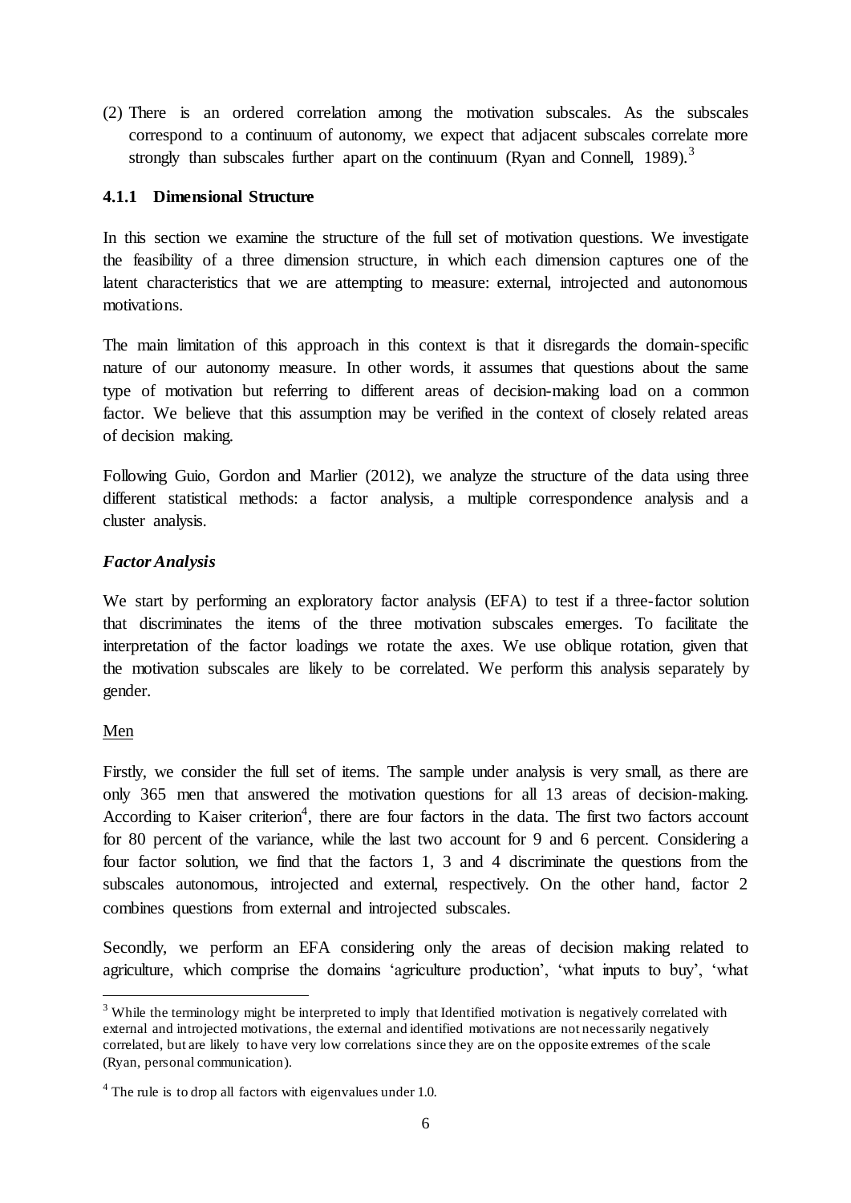(2) There is an ordered correlation among the motivation subscales. As the subscales correspond to a continuum of autonomy, we expect that adjacent subscales correlate more strongly than subscales further apart on the continuum (Ryan and Connell, 1989).[3]

### 4.1.1 Dimensional Structure

In this section we examine the structure of the full set of motivation questions. We investigate the feasibility of a three dimension structure, in which each dimension captures one of the latent characteristics that we are attempting to measure: external, introjected and autonomous motivations.

The main limitation of this approach in this context is that it disregards the domain-specific nature of our autonomy measure. In other words, it assumes that questions about the same type of motivation but referring to different areas of decision-making load on a common factor. We believe that this assumption may be verified in the context of closely related areas of decision making.

Following Guio, Gordon and Marlier (2012), we analyze the structure of the data using three different statistical methods: a factor analysis, a multiple correspondence analysis and a cluster analysis.

***Factor Analysis***

We start by performing an exploratory factor analysis (EFA) to test if a three-factor solution that discriminates the items of the three motivation subscales emerges. To facilitate the interpretation of the factor loadings we rotate the axes. We use oblique rotation, given that the motivation subscales are likely to be correlated. We perform this analysis separately by gender.

<u>Men</u>

Firstly, we consider the full set of items. The sample under analysis is very small, as there are only 365 men that answered the motivation questions for all 13 areas of decision-making. According to Kaiser criterion[4], there are four factors in the data. The first two factors account for 80 percent of the variance, while the last two account for 9 and 6 percent. Considering a four factor solution, we find that the factors 1, 3 and 4 discriminate the questions from the subscales autonomous, introjected and external, respectively. On the other hand, factor 2 combines questions from external and introjected subscales.

Secondly, we perform an EFA considering only the areas of decision making related to agriculture, which comprise the domains 'agriculture production', 'what inputs to buy', 'what

[3] While the terminology might be interpreted to imply that Identified motivation is negatively correlated with external and introjected motivations, the external and identified motivations are not necessarily negatively correlated, but are likely to have very low correlations since they are on the opposite extremes of the scale (Ryan, personal communication).

[4] The rule is to drop all factors with eigenvalues under 1.0.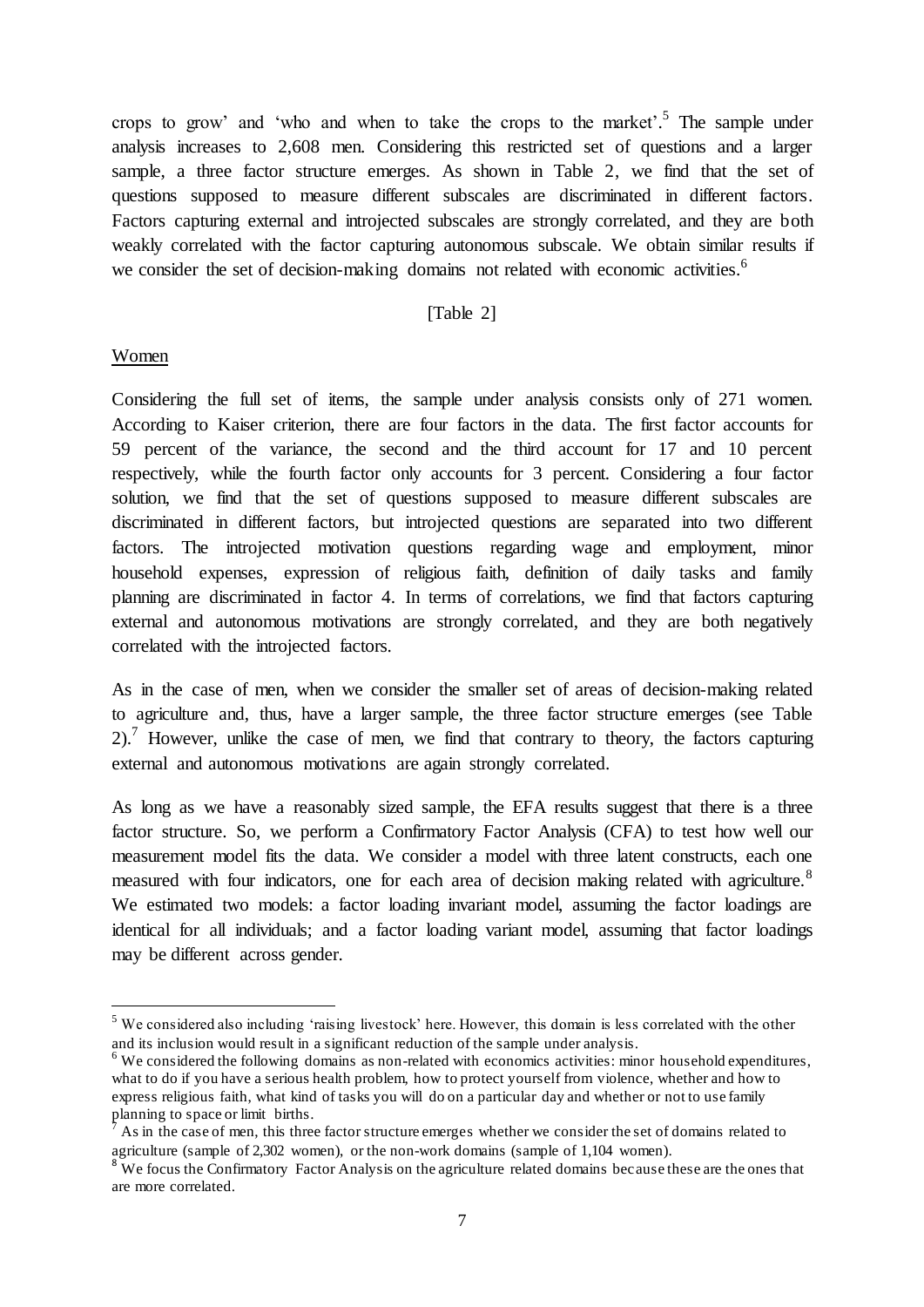crops to grow' and 'who and when to take the crops to the market'.[5] The sample under analysis increases to 2,608 men. Considering this restricted set of questions and a larger sample, a three factor structure emerges. As shown in Table 2, we find that the set of questions supposed to measure different subscales are discriminated in different factors. Factors capturing external and introjected subscales are strongly correlated, and they are both weakly correlated with the factor capturing autonomous subscale. We obtain similar results if we consider the set of decision-making domains not related with economic activities.[6]

[Table 2]

Women

Considering the full set of items, the sample under analysis consists only of 271 women. According to Kaiser criterion, there are four factors in the data. The first factor accounts for 59 percent of the variance, the second and the third account for 17 and 10 percent respectively, while the fourth factor only accounts for 3 percent. Considering a four factor solution, we find that the set of questions supposed to measure different subscales are discriminated in different factors, but introjected questions are separated into two different factors. The introjected motivation questions regarding wage and employment, minor household expenses, expression of religious faith, definition of daily tasks and family planning are discriminated in factor 4. In terms of correlations, we find that factors capturing external and autonomous motivations are strongly correlated, and they are both negatively correlated with the introjected factors.

As in the case of men, when we consider the smaller set of areas of decision-making related to agriculture and, thus, have a larger sample, the three factor structure emerges (see Table 2).[7] However, unlike the case of men, we find that contrary to theory, the factors capturing external and autonomous motivations are again strongly correlated.

As long as we have a reasonably sized sample, the EFA results suggest that there is a three factor structure. So, we perform a Confirmatory Factor Analysis (CFA) to test how well our measurement model fits the data. We consider a model with three latent constructs, each one measured with four indicators, one for each area of decision making related with agriculture.[8] We estimated two models: a factor loading invariant model, assuming the factor loadings are identical for all individuals; and a factor loading variant model, assuming that factor loadings may be different across gender.

---

[5] We considered also including 'raising livestock' here. However, this domain is less correlated with the other and its inclusion would result in a significant reduction of the sample under analysis.

[6] We considered the following domains as non-related with economics activities: minor household expenditures, what to do if you have a serious health problem, how to protect yourself from violence, whether and how to express religious faith, what kind of tasks you will do on a particular day and whether or not to use family planning to space or limit births.

[7] As in the case of men, this three factor structure emerges whether we consider the set of domains related to agriculture (sample of 2,302 women), or the non-work domains (sample of 1,104 women).

[8] We focus the Confirmatory Factor Analysis on the agriculture related domains because these are the ones that are more correlated.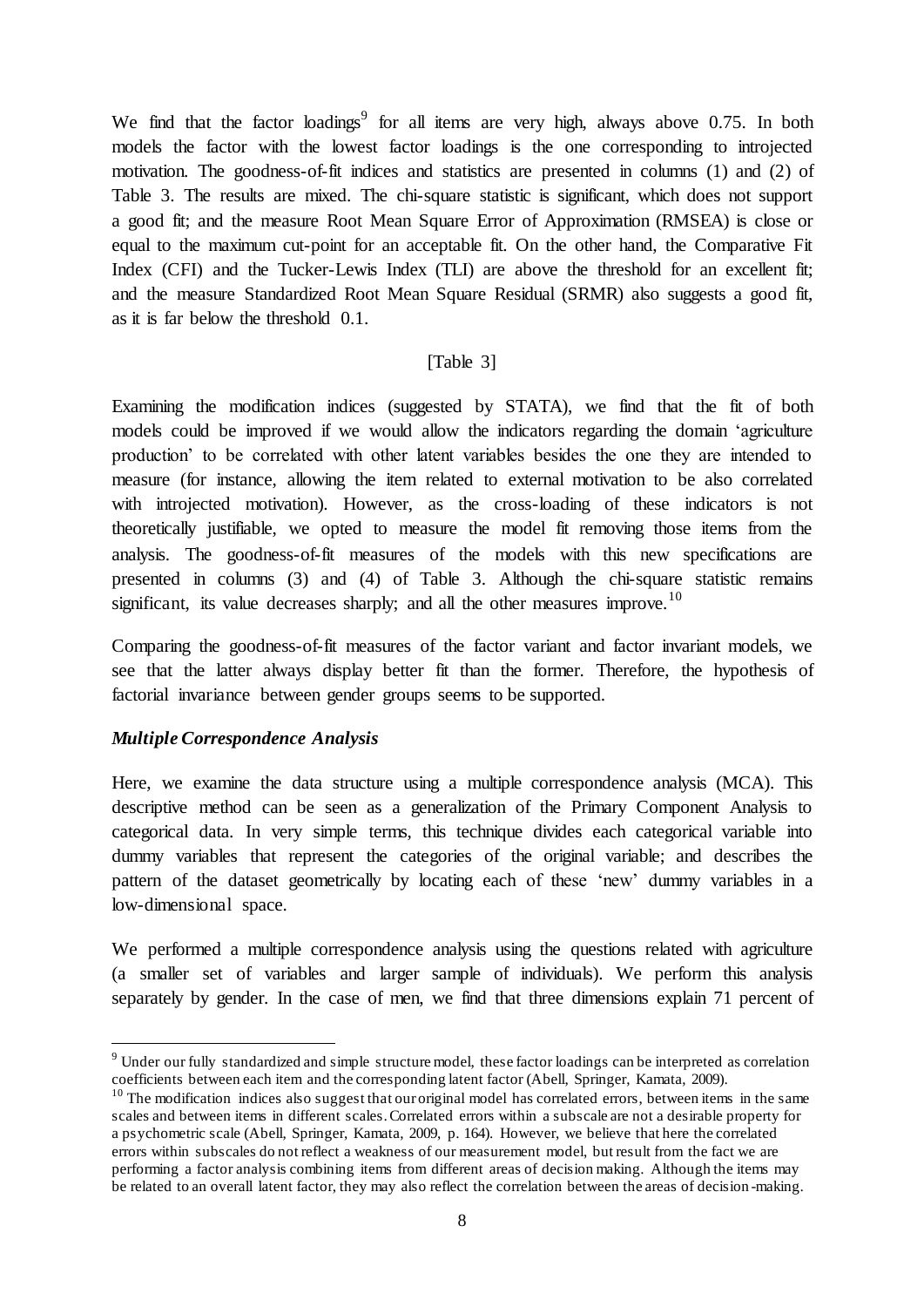We find that the factor loadings[9] for all items are very high, always above 0.75. In both models the factor with the lowest factor loadings is the one corresponding to introjected motivation. The goodness-of-fit indices and statistics are presented in columns (1) and (2) of Table 3. The results are mixed. The chi-square statistic is significant, which does not support a good fit; and the measure Root Mean Square Error of Approximation (RMSEA) is close or equal to the maximum cut-point for an acceptable fit. On the other hand, the Comparative Fit Index (CFI) and the Tucker-Lewis Index (TLI) are above the threshold for an excellent fit; and the measure Standardized Root Mean Square Residual (SRMR) also suggests a good fit, as it is far below the threshold 0.1.

[Table 3]

Examining the modification indices (suggested by STATA), we find that the fit of both models could be improved if we would allow the indicators regarding the domain 'agriculture production' to be correlated with other latent variables besides the one they are intended to measure (for instance, allowing the item related to external motivation to be also correlated with introjected motivation). However, as the cross-loading of these indicators is not theoretically justifiable, we opted to measure the model fit removing those items from the analysis. The goodness-of-fit measures of the models with this new specifications are presented in columns (3) and (4) of Table 3. Although the chi-square statistic remains significant, its value decreases sharply; and all the other measures improve.[10]

Comparing the goodness-of-fit measures of the factor variant and factor invariant models, we see that the latter always display better fit than the former. Therefore, the hypothesis of factorial invariance between gender groups seems to be supported.

### *Multiple Correspondence Analysis*

Here, we examine the data structure using a multiple correspondence analysis (MCA). This descriptive method can be seen as a generalization of the Primary Component Analysis to categorical data. In very simple terms, this technique divides each categorical variable into dummy variables that represent the categories of the original variable; and describes the pattern of the dataset geometrically by locating each of these 'new' dummy variables in a low-dimensional space.

We performed a multiple correspondence analysis using the questions related with agriculture (a smaller set of variables and larger sample of individuals). We perform this analysis separately by gender. In the case of men, we find that three dimensions explain 71 percent of

---

[9] Under our fully standardized and simple structure model, these factor loadings can be interpreted as correlation coefficients between each item and the corresponding latent factor (Abell, Springer, Kamata, 2009).

[10] The modification indices also suggest that our original model has correlated errors, between items in the same scales and between items in different scales. Correlated errors within a subscale are not a desirable property for a psychometric scale (Abell, Springer, Kamata, 2009, p. 164). However, we believe that here the correlated errors within subscales do not reflect a weakness of our measurement model, but result from the fact we are performing a factor analysis combining items from different areas of decision making. Although the items may be related to an overall latent factor, they may also reflect the correlation between the areas of decision-making.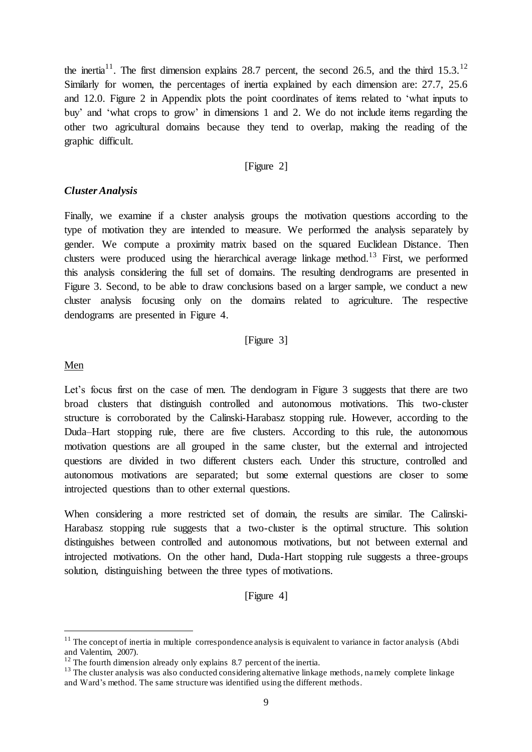the inertia[11]. The first dimension explains 28.7 percent, the second 26.5, and the third 15.3.[12] Similarly for women, the percentages of inertia explained by each dimension are: 27.7, 25.6 and 12.0. Figure 2 in Appendix plots the point coordinates of items related to 'what inputs to buy' and 'what crops to grow' in dimensions 1 and 2. We do not include items regarding the other two agricultural domains because they tend to overlap, making the reading of the graphic difficult.

[Figure 2]

### *Cluster Analysis*

Finally, we examine if a cluster analysis groups the motivation questions according to the type of motivation they are intended to measure. We performed the analysis separately by gender. We compute a proximity matrix based on the squared Euclidean Distance. Then clusters were produced using the hierarchical average linkage method.[13] First, we performed this analysis considering the full set of domains. The resulting dendrograms are presented in Figure 3. Second, to be able to draw conclusions based on a larger sample, we conduct a new cluster analysis focusing only on the domains related to agriculture. The respective dendograms are presented in Figure 4.

[Figure 3]

Men

Let's focus first on the case of men. The dendogram in Figure 3 suggests that there are two broad clusters that distinguish controlled and autonomous motivations. This two-cluster structure is corroborated by the Calinski-Harabasz stopping rule. However, according to the Duda–Hart stopping rule, there are five clusters. According to this rule, the autonomous motivation questions are all grouped in the same cluster, but the external and introjected questions are divided in two different clusters each. Under this structure, controlled and autonomous motivations are separated; but some external questions are closer to some introjected questions than to other external questions.

When considering a more restricted set of domain, the results are similar. The Calinski-Harabasz stopping rule suggests that a two-cluster is the optimal structure. This solution distinguishes between controlled and autonomous motivations, but not between external and introjected motivations. On the other hand, Duda-Hart stopping rule suggests a three-groups solution, distinguishing between the three types of motivations.

[Figure 4]

---

[11] The concept of inertia in multiple correspondence analysis is equivalent to variance in factor analysis (Abdi and Valentim, 2007).

[12] The fourth dimension already only explains 8.7 percent of the inertia.

[13] The cluster analysis was also conducted considering alternative linkage methods, namely complete linkage and Ward's method. The same structure was identified using the different methods.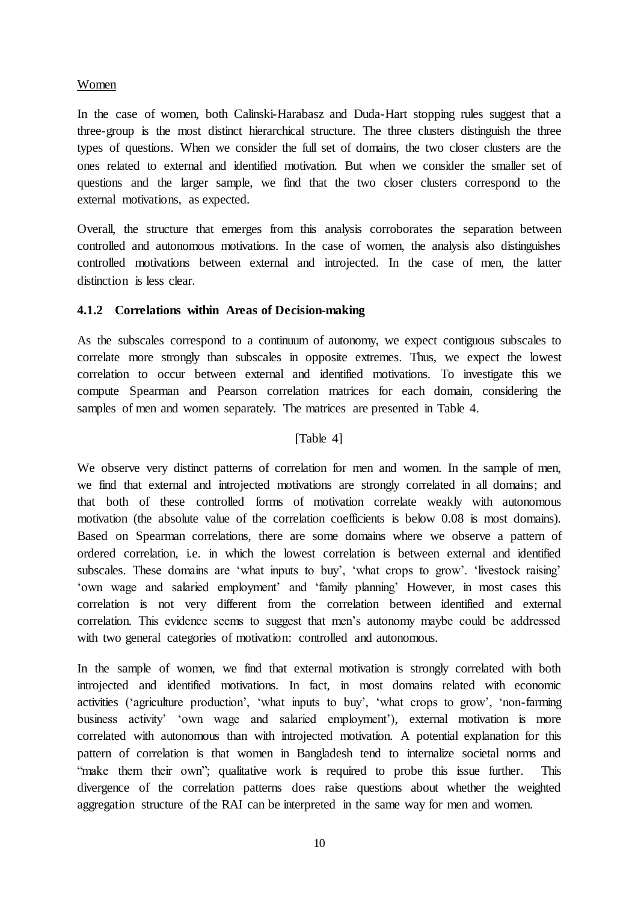Women

In the case of women, both Calinski-Harabasz and Duda-Hart stopping rules suggest that a three-group is the most distinct hierarchical structure. The three clusters distinguish the three types of questions. When we consider the full set of domains, the two closer clusters are the ones related to external and identified motivation. But when we consider the smaller set of questions and the larger sample, we find that the two closer clusters correspond to the external motivations, as expected.

Overall, the structure that emerges from this analysis corroborates the separation between controlled and autonomous motivations. In the case of women, the analysis also distinguishes controlled motivations between external and introjected. In the case of men, the latter distinction is less clear.

### 4.1.2 Correlations within Areas of Decision-making

As the subscales correspond to a continuum of autonomy, we expect contiguous subscales to correlate more strongly than subscales in opposite extremes. Thus, we expect the lowest correlation to occur between external and identified motivations. To investigate this we compute Spearman and Pearson correlation matrices for each domain, considering the samples of men and women separately. The matrices are presented in Table 4.

[Table 4]

We observe very distinct patterns of correlation for men and women. In the sample of men, we find that external and introjected motivations are strongly correlated in all domains; and that both of these controlled forms of motivation correlate weakly with autonomous motivation (the absolute value of the correlation coefficients is below 0.08 is most domains). Based on Spearman correlations, there are some domains where we observe a pattern of ordered correlation, i.e. in which the lowest correlation is between external and identified subscales. These domains are 'what inputs to buy', 'what crops to grow'. 'livestock raising' 'own wage and salaried employment' and 'family planning' However, in most cases this correlation is not very different from the correlation between identified and external correlation. This evidence seems to suggest that men's autonomy maybe could be addressed with two general categories of motivation: controlled and autonomous.

In the sample of women, we find that external motivation is strongly correlated with both introjected and identified motivations. In fact, in most domains related with economic activities ('agriculture production', 'what inputs to buy', 'what crops to grow', 'non-farming business activity' 'own wage and salaried employment'), external motivation is more correlated with autonomous than with introjected motivation. A potential explanation for this pattern of correlation is that women in Bangladesh tend to internalize societal norms and "make them their own"; qualitative work is required to probe this issue further. This divergence of the correlation patterns does raise questions about whether the weighted aggregation structure of the RAI can be interpreted in the same way for men and women.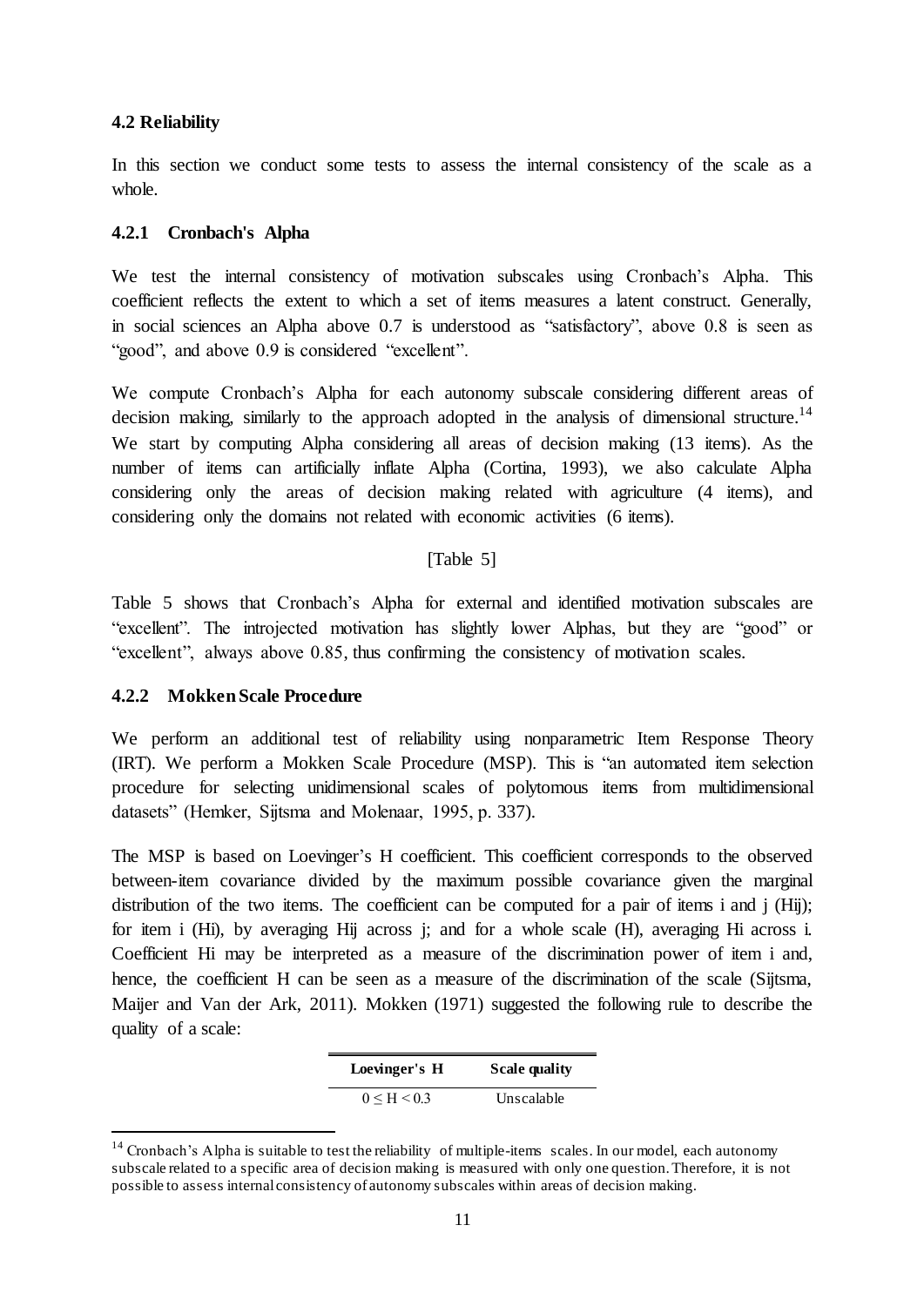### 4.2 Reliability

In this section we conduct some tests to assess the internal consistency of the scale as a whole.

#### 4.2.1 Cronbach's Alpha

We test the internal consistency of motivation subscales using Cronbach's Alpha. This coefficient reflects the extent to which a set of items measures a latent construct. Generally, in social sciences an Alpha above 0.7 is understood as "satisfactory", above 0.8 is seen as "good", and above 0.9 is considered "excellent".

We compute Cronbach's Alpha for each autonomy subscale considering different areas of decision making, similarly to the approach adopted in the analysis of dimensional structure.[14] We start by computing Alpha considering all areas of decision making (13 items). As the number of items can artificially inflate Alpha (Cortina, 1993), we also calculate Alpha considering only the areas of decision making related with agriculture (4 items), and considering only the domains not related with economic activities (6 items).

[Table 5]

Table 5 shows that Cronbach's Alpha for external and identified motivation subscales are "excellent". The introjected motivation has slightly lower Alphas, but they are "good" or "excellent", always above 0.85, thus confirming the consistency of motivation scales.

#### 4.2.2 Mokken Scale Procedure

We perform an additional test of reliability using nonparametric Item Response Theory (IRT). We perform a Mokken Scale Procedure (MSP). This is "an automated item selection procedure for selecting unidimensional scales of polytomous items from multidimensional datasets" (Hemker, Sijtsma and Molenaar, 1995, p. 337).

The MSP is based on Loevinger's H coefficient. This coefficient corresponds to the observed between-item covariance divided by the maximum possible covariance given the marginal distribution of the two items. The coefficient can be computed for a pair of items i and j ($H_{ij}$); for item i ($H_i$), by averaging $H_{ij}$ across j; and for a whole scale (H), averaging $H_i$ across i. Coefficient $H_i$ may be interpreted as a measure of the discrimination power of item i and, hence, the coefficient H can be seen as a measure of the discrimination of the scale (Sijtsma, Maijer and Van der Ark, 2011). Mokken (1971) suggested the following rule to describe the quality of a scale:

| Loevinger's H | Scale quality |
|---|---|
| $0 \leq H < 0.3$ | Unscalable |

[14] Cronbach's Alpha is suitable to test the reliability of multiple-items scales. In our model, each autonomy subscale related to a specific area of decision making is measured with only one question. Therefore, it is not possible to assess internal consistency of autonomy subscales within areas of decision making.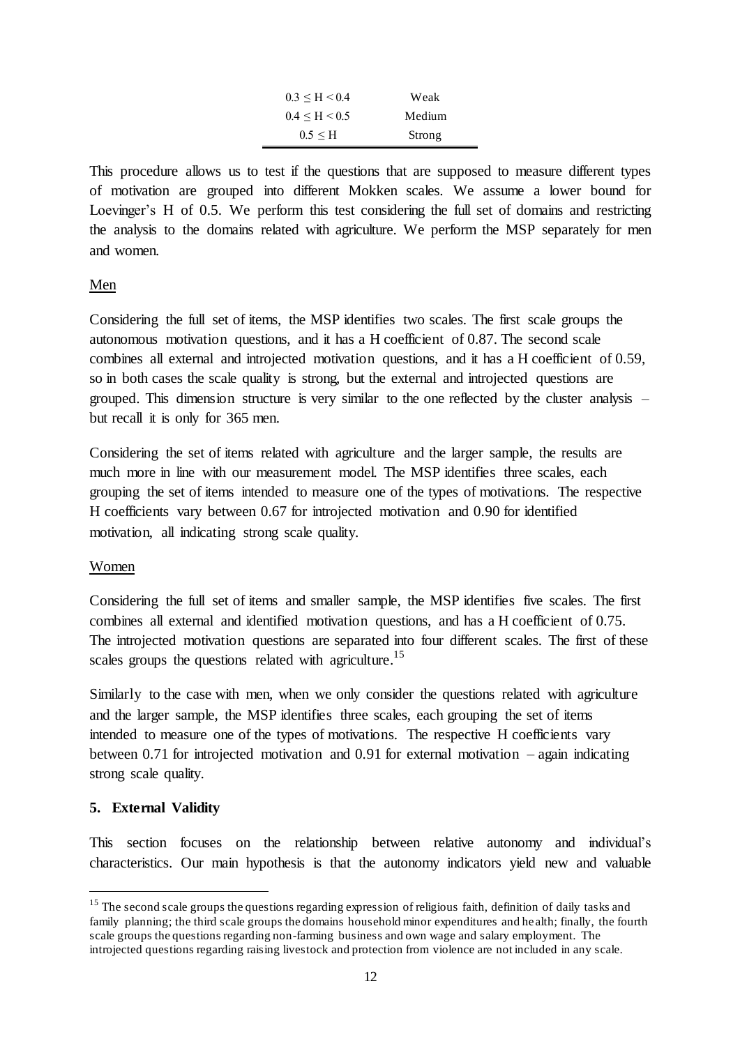| | |
|---|---|
| $0.3 \leq H < 0.4$ | Weak |
| $0.4 \leq H < 0.5$ | Medium |
| $0.5 \leq H$ | Strong |

This procedure allows us to test if the questions that are supposed to measure different types of motivation are grouped into different Mokken scales. We assume a lower bound for Loevinger's H of 0.5. We perform this test considering the full set of domains and restricting the analysis to the domains related with agriculture. We perform the MSP separately for men and women.

Men

Considering the full set of items, the MSP identifies two scales. The first scale groups the autonomous motivation questions, and it has a H coefficient of 0.87. The second scale combines all external and introjected motivation questions, and it has a H coefficient of 0.59, so in both cases the scale quality is strong, but the external and introjected questions are grouped. This dimension structure is very similar to the one reflected by the cluster analysis – but recall it is only for 365 men.

Considering the set of items related with agriculture and the larger sample, the results are much more in line with our measurement model. The MSP identifies three scales, each grouping the set of items intended to measure one of the types of motivations. The respective H coefficients vary between 0.67 for introjected motivation and 0.90 for identified motivation, all indicating strong scale quality.

Women

Considering the full set of items and smaller sample, the MSP identifies five scales. The first combines all external and identified motivation questions, and has a H coefficient of 0.75. The introjected motivation questions are separated into four different scales. The first of these scales groups the questions related with agriculture.[15]

Similarly to the case with men, when we only consider the questions related with agriculture and the larger sample, the MSP identifies three scales, each grouping the set of items intended to measure one of the types of motivations. The respective H coefficients vary between 0.71 for introjected motivation and 0.91 for external motivation – again indicating strong scale quality.

## 5. External Validity

This section focuses on the relationship between relative autonomy and individual's characteristics. Our main hypothesis is that the autonomy indicators yield new and valuable

[15] The second scale groups the questions regarding expression of religious faith, definition of daily tasks and family planning; the third scale groups the domains household minor expenditures and health; finally, the fourth scale groups the questions regarding non-farming business and own wage and salary employment. The introjected questions regarding raising livestock and protection from violence are not included in any scale.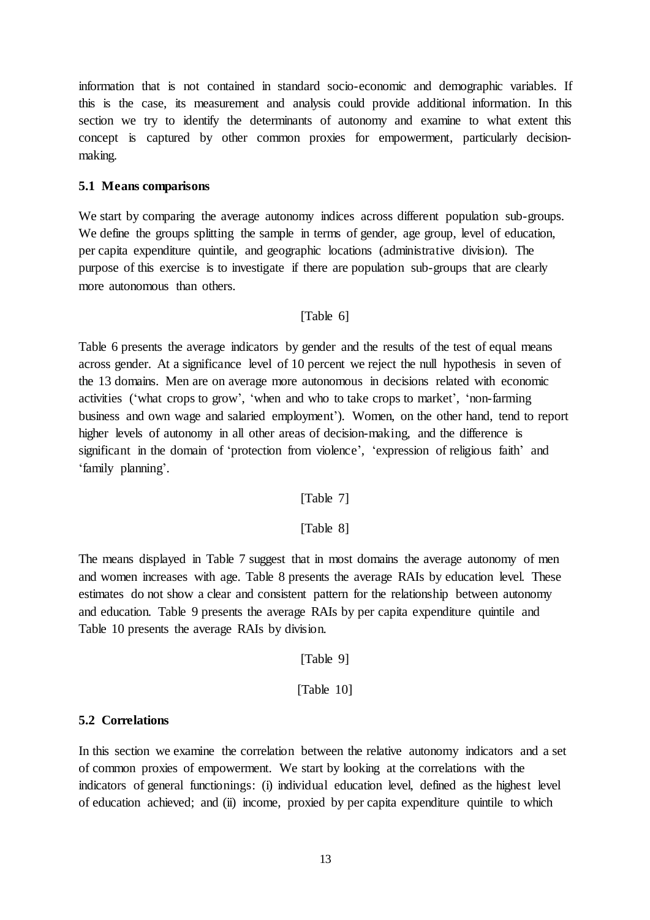information that is not contained in standard socio-economic and demographic variables. If this is the case, its measurement and analysis could provide additional information. In this section we try to identify the determinants of autonomy and examine to what extent this concept is captured by other common proxies for empowerment, particularly decision-making.

### 5.1 Means comparisons

We start by comparing the average autonomy indices across different population sub-groups. We define the groups splitting the sample in terms of gender, age group, level of education, per capita expenditure quintile, and geographic locations (administrative division). The purpose of this exercise is to investigate if there are population sub-groups that are clearly more autonomous than others.

[Table 6]

Table 6 presents the average indicators by gender and the results of the test of equal means across gender. At a significance level of 10 percent we reject the null hypothesis in seven of the 13 domains. Men are on average more autonomous in decisions related with economic activities ('what crops to grow', 'when and who to take crops to market', 'non-farming business and own wage and salaried employment'). Women, on the other hand, tend to report higher levels of autonomy in all other areas of decision-making, and the difference is significant in the domain of 'protection from violence', 'expression of religious faith' and 'family planning'.

[Table 7]

[Table 8]

The means displayed in Table 7 suggest that in most domains the average autonomy of men and women increases with age. Table 8 presents the average RAIs by education level. These estimates do not show a clear and consistent pattern for the relationship between autonomy and education. Table 9 presents the average RAIs by per capita expenditure quintile and Table 10 presents the average RAIs by division.

[Table 9]

[Table 10]

### 5.2 Correlations

In this section we examine the correlation between the relative autonomy indicators and a set of common proxies of empowerment. We start by looking at the correlations with the indicators of general functionings: (i) individual education level, defined as the highest level of education achieved; and (ii) income, proxied by per capita expenditure quintile to which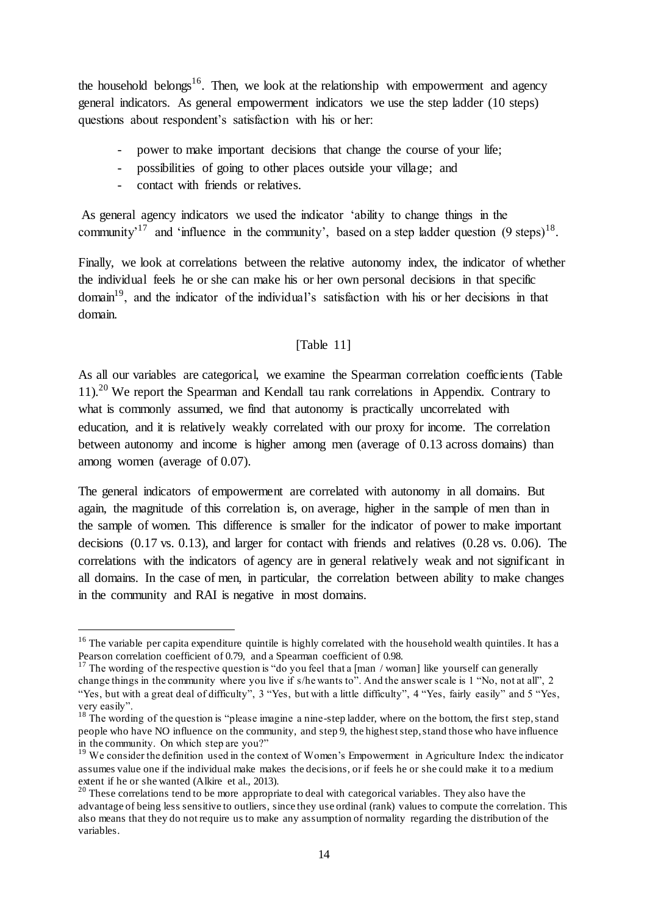the household belongs[16]. Then, we look at the relationship with empowerment and agency general indicators. As general empowerment indicators we use the step ladder (10 steps) questions about respondent's satisfaction with his or her:

- power to make important decisions that change the course of your life;
- possibilities of going to other places outside your village; and
- contact with friends or relatives.

As general agency indicators we used the indicator 'ability to change things in the community'[17] and 'influence in the community', based on a step ladder question (9 steps)[18].

Finally, we look at correlations between the relative autonomy index, the indicator of whether the individual feels he or she can make his or her own personal decisions in that specific domain[19], and the indicator of the individual's satisfaction with his or her decisions in that domain.

[Table 11]

As all our variables are categorical, we examine the Spearman correlation coefficients (Table 11).[20] We report the Spearman and Kendall tau rank correlations in Appendix. Contrary to what is commonly assumed, we find that autonomy is practically uncorrelated with education, and it is relatively weakly correlated with our proxy for income. The correlation between autonomy and income is higher among men (average of 0.13 across domains) than among women (average of 0.07).

The general indicators of empowerment are correlated with autonomy in all domains. But again, the magnitude of this correlation is, on average, higher in the sample of men than in the sample of women. This difference is smaller for the indicator of power to make important decisions (0.17 vs. 0.13), and larger for contact with friends and relatives (0.28 vs. 0.06). The correlations with the indicators of agency are in general relatively weak and not significant in all domains. In the case of men, in particular, the correlation between ability to make changes in the community and RAI is negative in most domains.

---

[16] The variable per capita expenditure quintile is highly correlated with the household wealth quintiles. It has a Pearson correlation coefficient of 0.79, and a Spearman coefficient of 0.98.

[17] The wording of the respective question is "do you feel that a [man / woman] like yourself can generally change things in the community where you live if s/he wants to". And the answer scale is 1 "No, not at all", 2 "Yes, but with a great deal of difficulty", 3 "Yes, but with a little difficulty", 4 "Yes, fairly easily" and 5 "Yes, very easily".

[18] The wording of the question is "please imagine a nine-step ladder, where on the bottom, the first step, stand people who have NO influence on the community, and step 9, the highest step, stand those who have influence in the community. On which step are you?"

[19] We consider the definition used in the context of Women's Empowerment in Agriculture Index: the indicator assumes value one if the individual make makes the decisions, or if feels he or she could make it to a medium extent if he or she wanted (Alkire et al., 2013).

[20] These correlations tend to be more appropriate to deal with categorical variables. They also have the advantage of being less sensitive to outliers, since they use ordinal (rank) values to compute the correlation. This also means that they do not require us to make any assumption of normality regarding the distribution of the variables.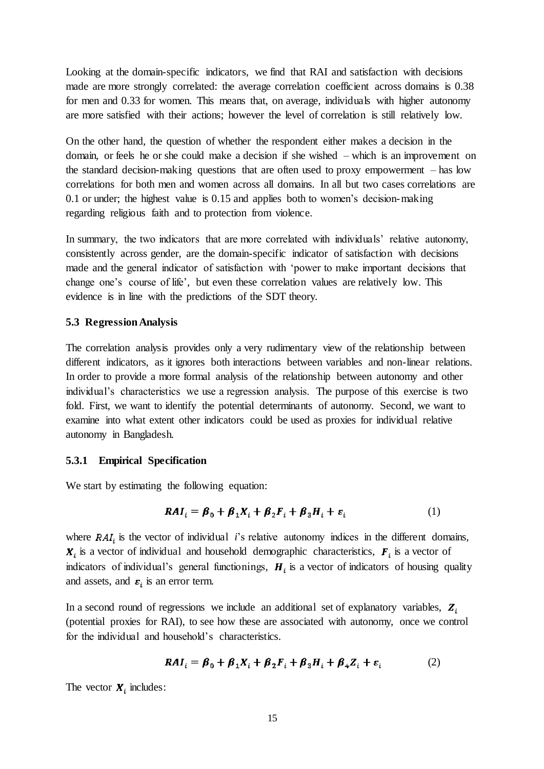Looking at the domain-specific indicators, we find that RAI and satisfaction with decisions made are more strongly correlated: the average correlation coefficient across domains is 0.38 for men and 0.33 for women. This means that, on average, individuals with higher autonomy are more satisfied with their actions; however the level of correlation is still relatively low.

On the other hand, the question of whether the respondent either makes a decision in the domain, or feels he or she could make a decision if she wished – which is an improvement on the standard decision-making questions that are often used to proxy empowerment – has low correlations for both men and women across all domains. In all but two cases correlations are 0.1 or under; the highest value is 0.15 and applies both to women's decision-making regarding religious faith and to protection from violence.

In summary, the two indicators that are more correlated with individuals' relative autonomy, consistently across gender, are the domain-specific indicator of satisfaction with decisions made and the general indicator of satisfaction with 'power to make important decisions that change one's course of life', but even these correlation values are relatively low. This evidence is in line with the predictions of the SDT theory.

### 5.3 Regression Analysis

The correlation analysis provides only a very rudimentary view of the relationship between different indicators, as it ignores both interactions between variables and non-linear relations. In order to provide a more formal analysis of the relationship between autonomy and other individual's characteristics we use a regression analysis. The purpose of this exercise is two fold. First, we want to identify the potential determinants of autonomy. Second, we want to examine into what extent other indicators could be used as proxies for individual relative autonomy in Bangladesh.

#### 5.3.1 Empirical Specification

We start by estimating the following equation:

$$\boldsymbol{RAI}_i = \boldsymbol{\beta}_0 + \boldsymbol{\beta}_1 \boldsymbol{X}_i + \boldsymbol{\beta}_2 \boldsymbol{F}_i + \boldsymbol{\beta}_3 \boldsymbol{H}_i + \boldsymbol{\varepsilon}_i \qquad (1)$$

where $RAI_i$ is the vector of individual $i$'s relative autonomy indices in the different domains, $\boldsymbol{X}_i$ is a vector of individual and household demographic characteristics, $\boldsymbol{F}_i$ is a vector of indicators of individual's general functionings, $\boldsymbol{H}_i$ is a vector of indicators of housing quality and assets, and $\boldsymbol{\varepsilon}_i$ is an error term.

In a second round of regressions we include an additional set of explanatory variables, $\boldsymbol{Z}_i$ (potential proxies for RAI), to see how these are associated with autonomy, once we control for the individual and household's characteristics.

$$\boldsymbol{RAI}_i = \boldsymbol{\beta}_0 + \boldsymbol{\beta}_1 \boldsymbol{X}_i + \boldsymbol{\beta}_2 \boldsymbol{F}_i + \boldsymbol{\beta}_3 \boldsymbol{H}_i + \boldsymbol{\beta}_4 \boldsymbol{Z}_i + \boldsymbol{\varepsilon}_i \qquad (2)$$

The vector $\boldsymbol{X}_i$ includes: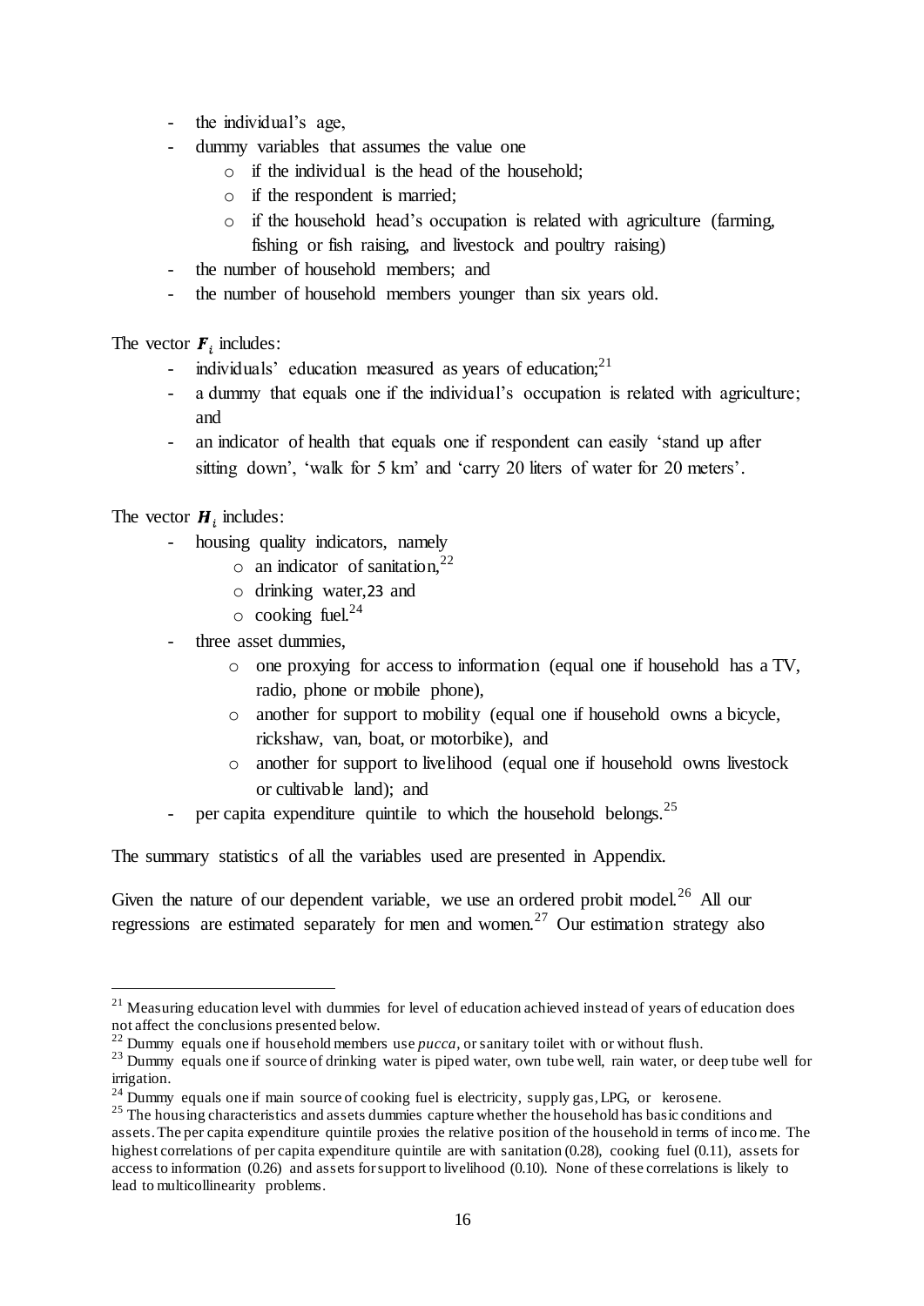- the individual's age,
- dummy variables that assumes the value one
    - if the individual is the head of the household;
    - if the respondent is married;
    - if the household head's occupation is related with agriculture (farming, fishing or fish raising, and livestock and poultry raising)
- the number of household members; and
- the number of household members younger than six years old.

The vector $\boldsymbol{F}_i$ includes:

- individuals' education measured as years of education;[21]
- a dummy that equals one if the individual's occupation is related with agriculture; and
- an indicator of health that equals one if respondent can easily 'stand up after sitting down', 'walk for 5 km' and 'carry 20 liters of water for 20 meters'.

The vector $\boldsymbol{H}_i$ includes:

- housing quality indicators, namely
    - an indicator of sanitation,[22]
    - drinking water,[23] and
    - cooking fuel.[24]
- three asset dummies,
    - one proxying for access to information (equal one if household has a TV, radio, phone or mobile phone),
    - another for support to mobility (equal one if household owns a bicycle, rickshaw, van, boat, or motorbike), and
    - another for support to livelihood (equal one if household owns livestock or cultivable land); and
- per capita expenditure quintile to which the household belongs.[25]

The summary statistics of all the variables used are presented in Appendix.

Given the nature of our dependent variable, we use an ordered probit model.[26] All our regressions are estimated separately for men and women.[27] Our estimation strategy also

---

[21] Measuring education level with dummies for level of education achieved instead of years of education does not affect the conclusions presented below.

[22] Dummy equals one if household members use *pucca*, or sanitary toilet with or without flush.

[23] Dummy equals one if source of drinking water is piped water, own tube well, rain water, or deep tube well for irrigation.

[24] Dummy equals one if main source of cooking fuel is electricity, supply gas, LPG, or kerosene.

[25] The housing characteristics and assets dummies capture whether the household has basic conditions and assets. The per capita expenditure quintile proxies the relative position of the household in terms of income. The highest correlations of per capita expenditure quintile are with sanitation (0.28), cooking fuel (0.11), assets for access to information (0.26) and assets for support to livelihood (0.10). None of these correlations is likely to lead to multicollinearity problems.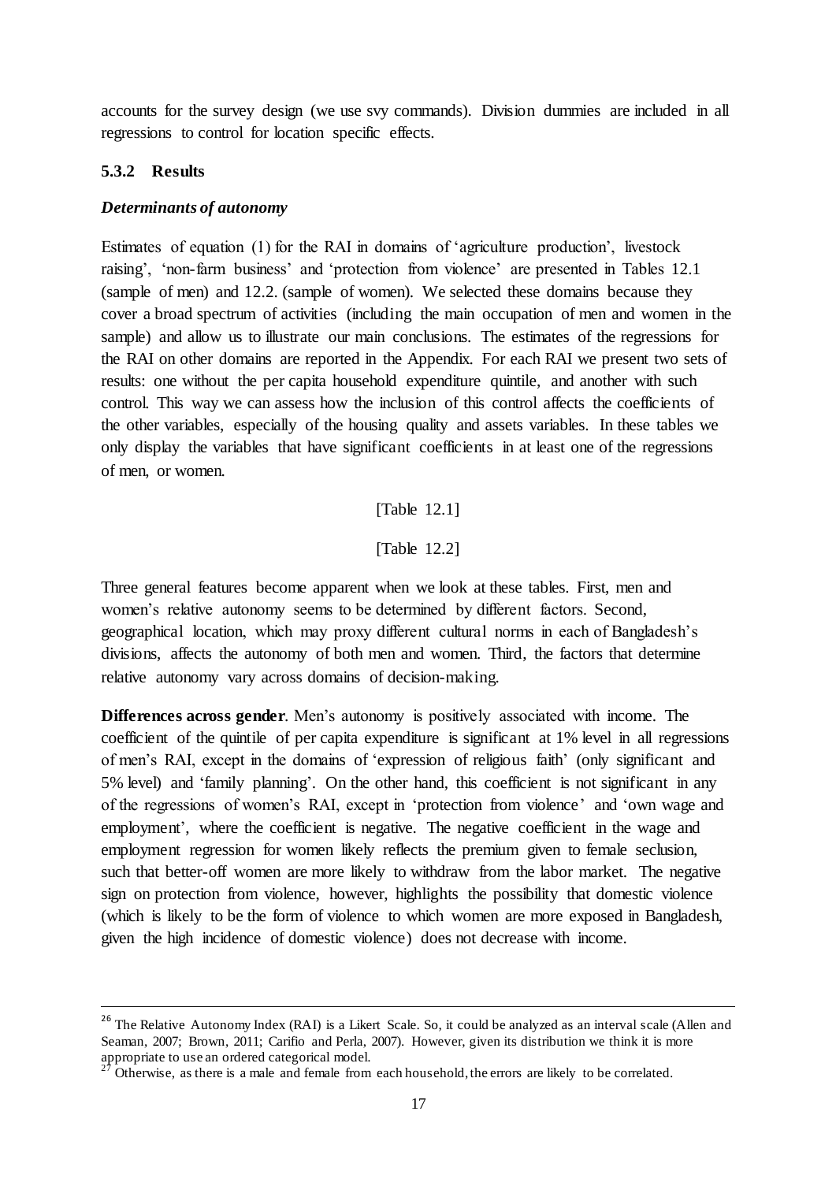accounts for the survey design (we use svy commands). Division dummies are included in all regressions to control for location specific effects.

### 5.3.2 Results

***Determinants of autonomy***

Estimates of equation (1) for the RAI in domains of 'agriculture production', livestock raising', 'non-farm business' and 'protection from violence' are presented in Tables 12.1 (sample of men) and 12.2. (sample of women). We selected these domains because they cover a broad spectrum of activities (including the main occupation of men and women in the sample) and allow us to illustrate our main conclusions. The estimates of the regressions for the RAI on other domains are reported in the Appendix. For each RAI we present two sets of results: one without the per capita household expenditure quintile, and another with such control. This way we can assess how the inclusion of this control affects the coefficients of the other variables, especially of the housing quality and assets variables. In these tables we only display the variables that have significant coefficients in at least one of the regressions of men, or women.

[Table 12.1]

[Table 12.2]

Three general features become apparent when we look at these tables. First, men and women's relative autonomy seems to be determined by different factors. Second, geographical location, which may proxy different cultural norms in each of Bangladesh's divisions, affects the autonomy of both men and women. Third, the factors that determine relative autonomy vary across domains of decision-making.

**Differences across gender**. Men's autonomy is positively associated with income. The coefficient of the quintile of per capita expenditure is significant at 1% level in all regressions of men's RAI, except in the domains of 'expression of religious faith' (only significant and 5% level) and 'family planning'. On the other hand, this coefficient is not significant in any of the regressions of women's RAI, except in 'protection from violence' and 'own wage and employment', where the coefficient is negative. The negative coefficient in the wage and employment regression for women likely reflects the premium given to female seclusion, such that better-off women are more likely to withdraw from the labor market. The negative sign on protection from violence, however, highlights the possibility that domestic violence (which is likely to be the form of violence to which women are more exposed in Bangladesh, given the high incidence of domestic violence) does not decrease with income.

---

[26] The Relative Autonomy Index (RAI) is a Likert Scale. So, it could be analyzed as an interval scale (Allen and Seaman, 2007; Brown, 2011; Carifio and Perla, 2007). However, given its distribution we think it is more appropriate to use an ordered categorical model.

[27] Otherwise, as there is a male and female from each household, the errors are likely to be correlated.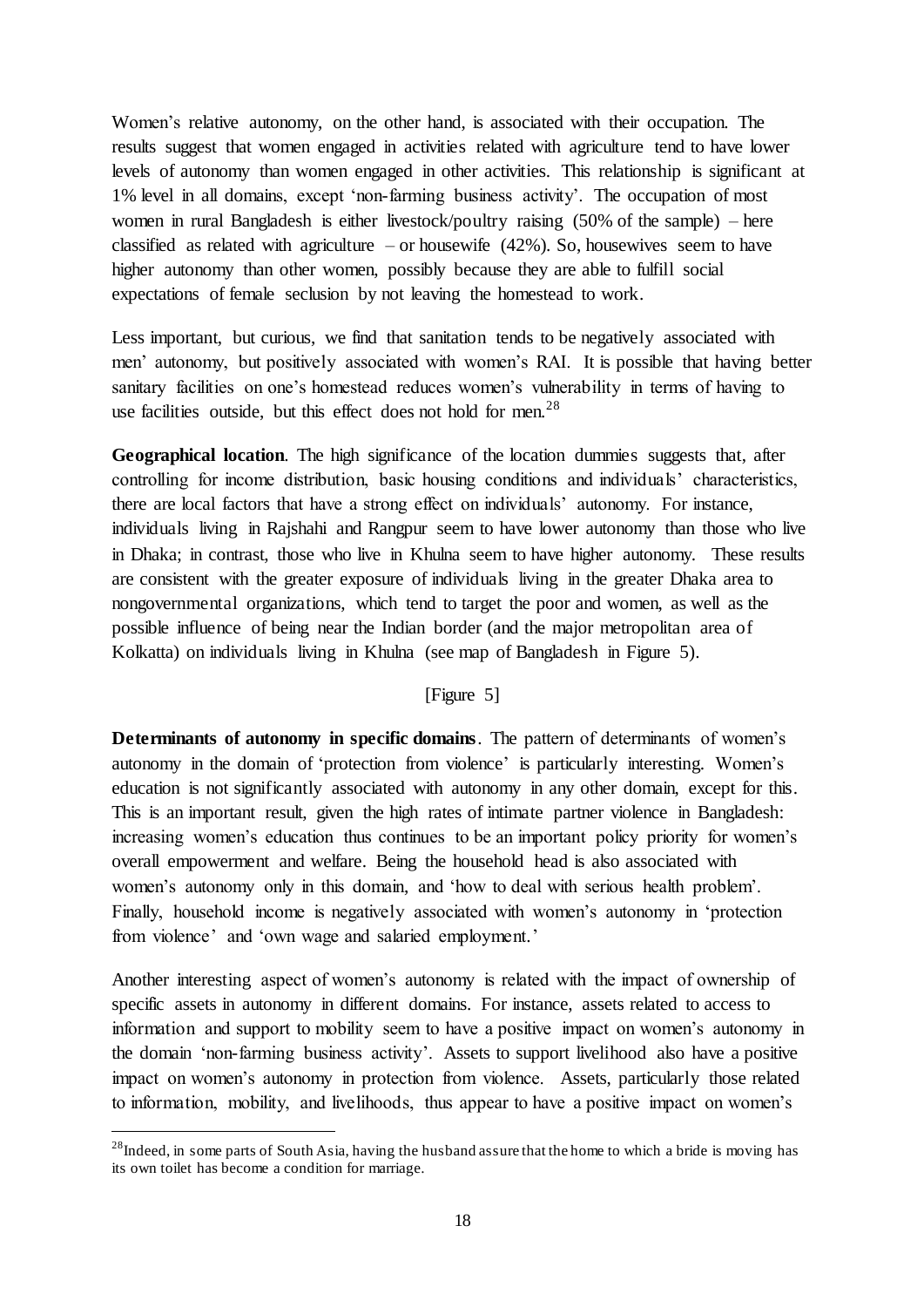Women's relative autonomy, on the other hand, is associated with their occupation. The results suggest that women engaged in activities related with agriculture tend to have lower levels of autonomy than women engaged in other activities. This relationship is significant at 1% level in all domains, except 'non-farming business activity'. The occupation of most women in rural Bangladesh is either livestock/poultry raising (50% of the sample) – here classified as related with agriculture – or housewife (42%). So, housewives seem to have higher autonomy than other women, possibly because they are able to fulfill social expectations of female seclusion by not leaving the homestead to work.

Less important, but curious, we find that sanitation tends to be negatively associated with men' autonomy, but positively associated with women's RAI. It is possible that having better sanitary facilities on one's homestead reduces women's vulnerability in terms of having to use facilities outside, but this effect does not hold for men.[28]

**Geographical location**. The high significance of the location dummies suggests that, after controlling for income distribution, basic housing conditions and individuals' characteristics, there are local factors that have a strong effect on individuals' autonomy. For instance, individuals living in Rajshahi and Rangpur seem to have lower autonomy than those who live in Dhaka; in contrast, those who live in Khulna seem to have higher autonomy. These results are consistent with the greater exposure of individuals living in the greater Dhaka area to nongovernmental organizations, which tend to target the poor and women, as well as the possible influence of being near the Indian border (and the major metropolitan area of Kolkatta) on individuals living in Khulna (see map of Bangladesh in Figure 5).

[Figure 5]

**Determinants of autonomy in specific domains**. The pattern of determinants of women's autonomy in the domain of 'protection from violence' is particularly interesting. Women's education is not significantly associated with autonomy in any other domain, except for this. This is an important result, given the high rates of intimate partner violence in Bangladesh: increasing women's education thus continues to be an important policy priority for women's overall empowerment and welfare. Being the household head is also associated with women's autonomy only in this domain, and 'how to deal with serious health problem'. Finally, household income is negatively associated with women's autonomy in 'protection from violence' and 'own wage and salaried employment.'

Another interesting aspect of women's autonomy is related with the impact of ownership of specific assets in autonomy in different domains. For instance, assets related to access to information and support to mobility seem to have a positive impact on women's autonomy in the domain 'non-farming business activity'. Assets to support livelihood also have a positive impact on women's autonomy in protection from violence. Assets, particularly those related to information, mobility, and livelihoods, thus appear to have a positive impact on women's

[28] Indeed, in some parts of South Asia, having the husband assure that the home to which a bride is moving has its own toilet has become a condition for marriage.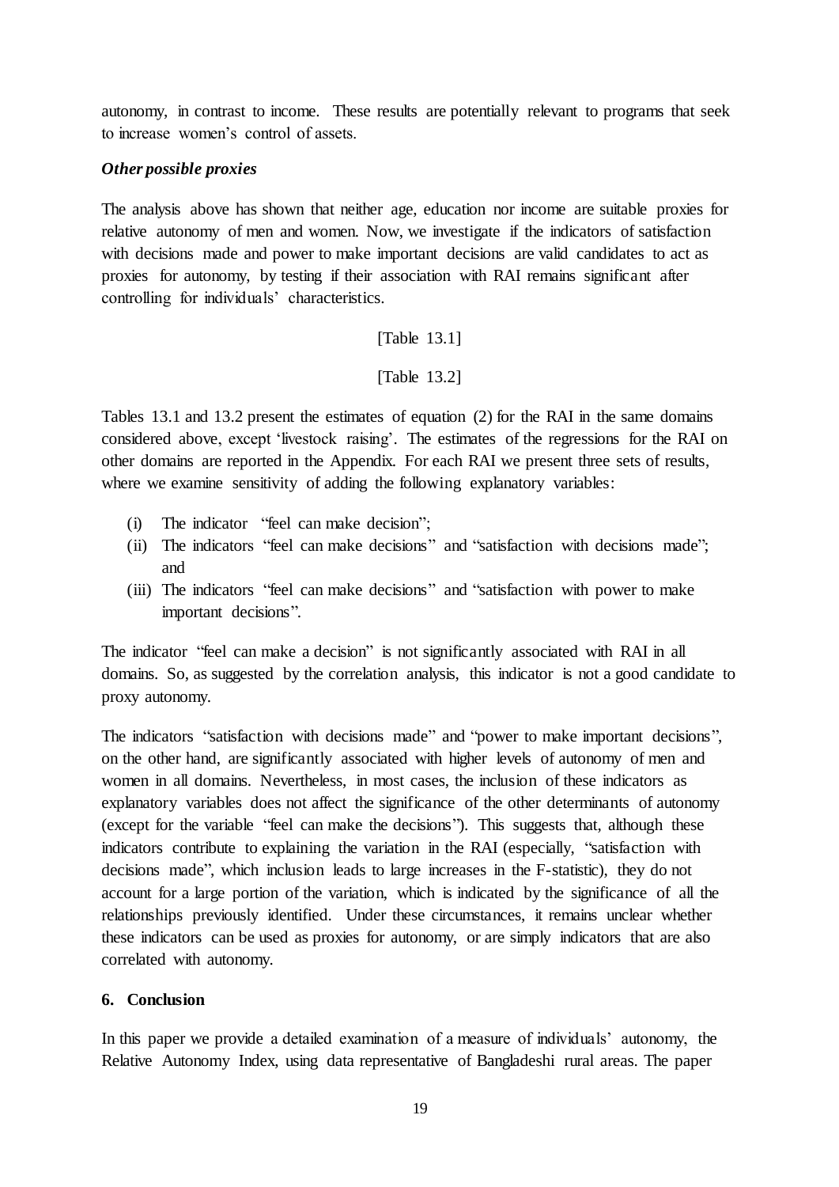autonomy, in contrast to income. These results are potentially relevant to programs that seek to increase women's control of assets.

### *Other possible proxies*

The analysis above has shown that neither age, education nor income are suitable proxies for relative autonomy of men and women. Now, we investigate if the indicators of satisfaction with decisions made and power to make important decisions are valid candidates to act as proxies for autonomy, by testing if their association with RAI remains significant after controlling for individuals' characteristics.

[Table 13.1]

[Table 13.2]

Tables 13.1 and 13.2 present the estimates of equation (2) for the RAI in the same domains considered above, except 'livestock raising'. The estimates of the regressions for the RAI on other domains are reported in the Appendix. For each RAI we present three sets of results, where we examine sensitivity of adding the following explanatory variables:

(i) The indicator "feel can make decision";
(ii) The indicators "feel can make decisions" and "satisfaction with decisions made"; and
(iii) The indicators "feel can make decisions" and "satisfaction with power to make important decisions".

The indicator "feel can make a decision" is not significantly associated with RAI in all domains. So, as suggested by the correlation analysis, this indicator is not a good candidate to proxy autonomy.

The indicators "satisfaction with decisions made" and "power to make important decisions", on the other hand, are significantly associated with higher levels of autonomy of men and women in all domains. Nevertheless, in most cases, the inclusion of these indicators as explanatory variables does not affect the significance of the other determinants of autonomy (except for the variable "feel can make the decisions"). This suggests that, although these indicators contribute to explaining the variation in the RAI (especially, "satisfaction with decisions made", which inclusion leads to large increases in the F-statistic), they do not account for a large portion of the variation, which is indicated by the significance of all the relationships previously identified. Under these circumstances, it remains unclear whether these indicators can be used as proxies for autonomy, or are simply indicators that are also correlated with autonomy.

## 6. Conclusion

In this paper we provide a detailed examination of a measure of individuals' autonomy, the Relative Autonomy Index, using data representative of Bangladeshi rural areas. The paper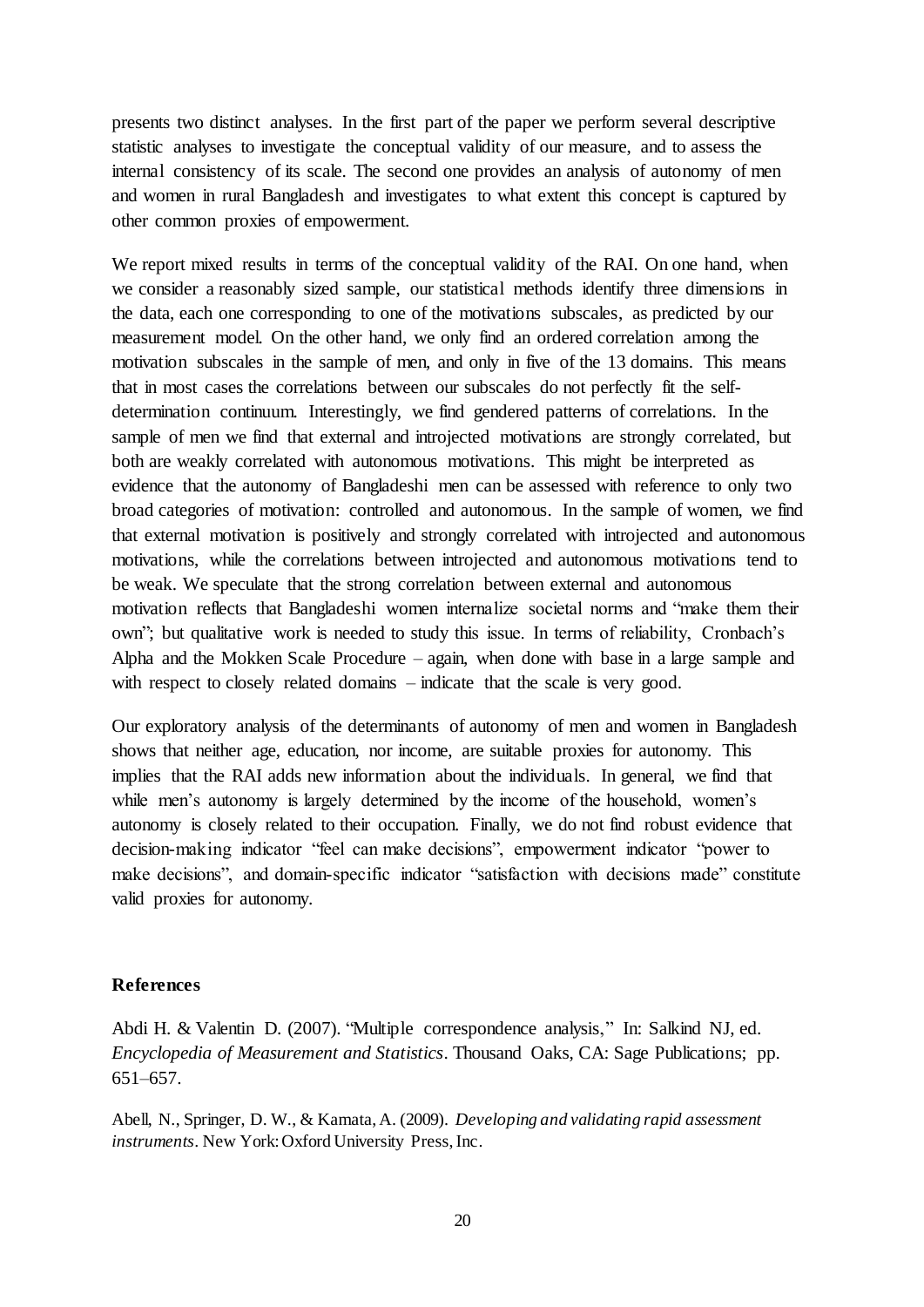presents two distinct analyses. In the first part of the paper we perform several descriptive statistic analyses to investigate the conceptual validity of our measure, and to assess the internal consistency of its scale. The second one provides an analysis of autonomy of men and women in rural Bangladesh and investigates to what extent this concept is captured by other common proxies of empowerment.

We report mixed results in terms of the conceptual validity of the RAI. On one hand, when we consider a reasonably sized sample, our statistical methods identify three dimensions in the data, each one corresponding to one of the motivations subscales, as predicted by our measurement model. On the other hand, we only find an ordered correlation among the motivation subscales in the sample of men, and only in five of the 13 domains. This means that in most cases the correlations between our subscales do not perfectly fit the self-determination continuum. Interestingly, we find gendered patterns of correlations. In the sample of men we find that external and introjected motivations are strongly correlated, but both are weakly correlated with autonomous motivations. This might be interpreted as evidence that the autonomy of Bangladeshi men can be assessed with reference to only two broad categories of motivation: controlled and autonomous. In the sample of women, we find that external motivation is positively and strongly correlated with introjected and autonomous motivations, while the correlations between introjected and autonomous motivations tend to be weak. We speculate that the strong correlation between external and autonomous motivation reflects that Bangladeshi women internalize societal norms and "make them their own"; but qualitative work is needed to study this issue. In terms of reliability, Cronbach's Alpha and the Mokken Scale Procedure – again, when done with base in a large sample and with respect to closely related domains – indicate that the scale is very good.

Our exploratory analysis of the determinants of autonomy of men and women in Bangladesh shows that neither age, education, nor income, are suitable proxies for autonomy. This implies that the RAI adds new information about the individuals. In general, we find that while men's autonomy is largely determined by the income of the household, women's autonomy is closely related to their occupation. Finally, we do not find robust evidence that decision-making indicator "feel can make decisions", empowerment indicator "power to make decisions", and domain-specific indicator "satisfaction with decisions made" constitute valid proxies for autonomy.

## References

Abdi H. & Valentin D. (2007). "Multiple correspondence analysis," In: Salkind NJ, ed. *Encyclopedia of Measurement and Statistics*. Thousand Oaks, CA: Sage Publications; pp. 651–657.

Abell, N., Springer, D. W., & Kamata, A. (2009). *Developing and validating rapid assessment instruments*. New York: Oxford University Press, Inc.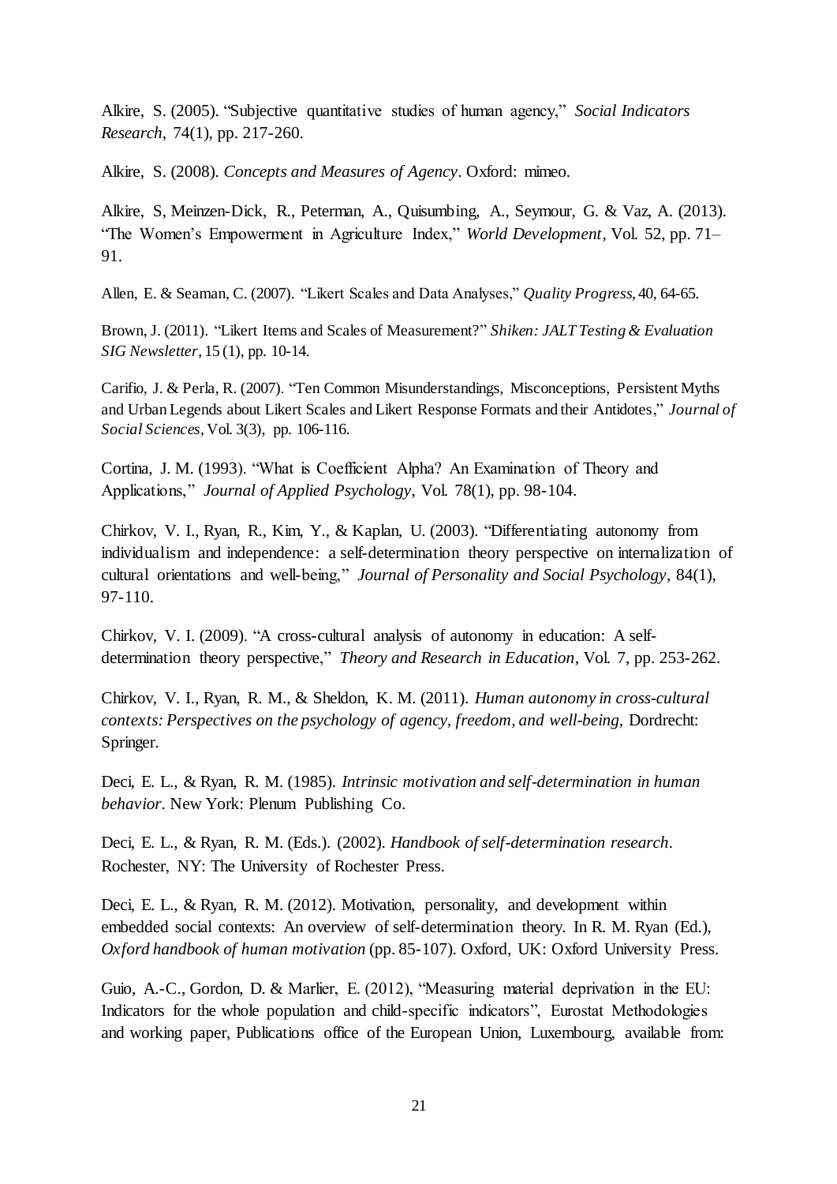Alkire, S. (2005). "Subjective quantitative studies of human agency," *Social Indicators Research*, 74(1), pp. 217-260.

Alkire, S. (2008). *Concepts and Measures of Agency*. Oxford: mimeo.

Alkire, S, Meinzen-Dick, R., Peterman, A., Quisumbing, A., Seymour, G. & Vaz, A. (2013). "The Women's Empowerment in Agriculture Index," *World Development*, Vol. 52, pp. 71–91.

Allen, E. & Seaman, C. (2007). "Likert Scales and Data Analyses," *Quality Progress*, 40, 64-65.

Brown, J. (2011). "Likert Items and Scales of Measurement?" *Shiken: JALT Testing & Evaluation SIG Newsletter*, 15 (1), pp. 10-14.

Carifio, J. & Perla, R. (2007). "Ten Common Misunderstandings, Misconceptions, Persistent Myths and Urban Legends about Likert Scales and Likert Response Formats and their Antidotes," *Journal of Social Sciences*, Vol. 3(3), pp. 106-116.

Cortina, J. M. (1993). "What is Coefficient Alpha? An Examination of Theory and Applications," *Journal of Applied Psychology*, Vol. 78(1), pp. 98-104.

Chirkov, V. I., Ryan, R., Kim, Y., & Kaplan, U. (2003). "Differentiating autonomy from individualism and independence: a self-determination theory perspective on internalization of cultural orientations and well-being," *Journal of Personality and Social Psychology*, 84(1), 97-110.

Chirkov, V. I. (2009). "A cross-cultural analysis of autonomy in education: A self-determination theory perspective," *Theory and Research in Education*, Vol. 7, pp. 253-262.

Chirkov, V. I., Ryan, R. M., & Sheldon, K. M. (2011). *Human autonomy in cross-cultural contexts: Perspectives on the psychology of agency, freedom, and well-being*, Dordrecht: Springer.

Deci, E. L., & Ryan, R. M. (1985). *Intrinsic motivation and self-determination in human behavior*. New York: Plenum Publishing Co.

Deci, E. L., & Ryan, R. M. (Eds.). (2002). *Handbook of self-determination research*. Rochester, NY: The University of Rochester Press.

Deci, E. L., & Ryan, R. M. (2012). Motivation, personality, and development within embedded social contexts: An overview of self-determination theory. In R. M. Ryan (Ed.), *Oxford handbook of human motivation* (pp. 85-107). Oxford, UK: Oxford University Press.

Guio, A.-C., Gordon, D. & Marlier, E. (2012), "Measuring material deprivation in the EU: Indicators for the whole population and child-specific indicators", Eurostat Methodologies and working paper, Publications office of the European Union, Luxembourg, available from: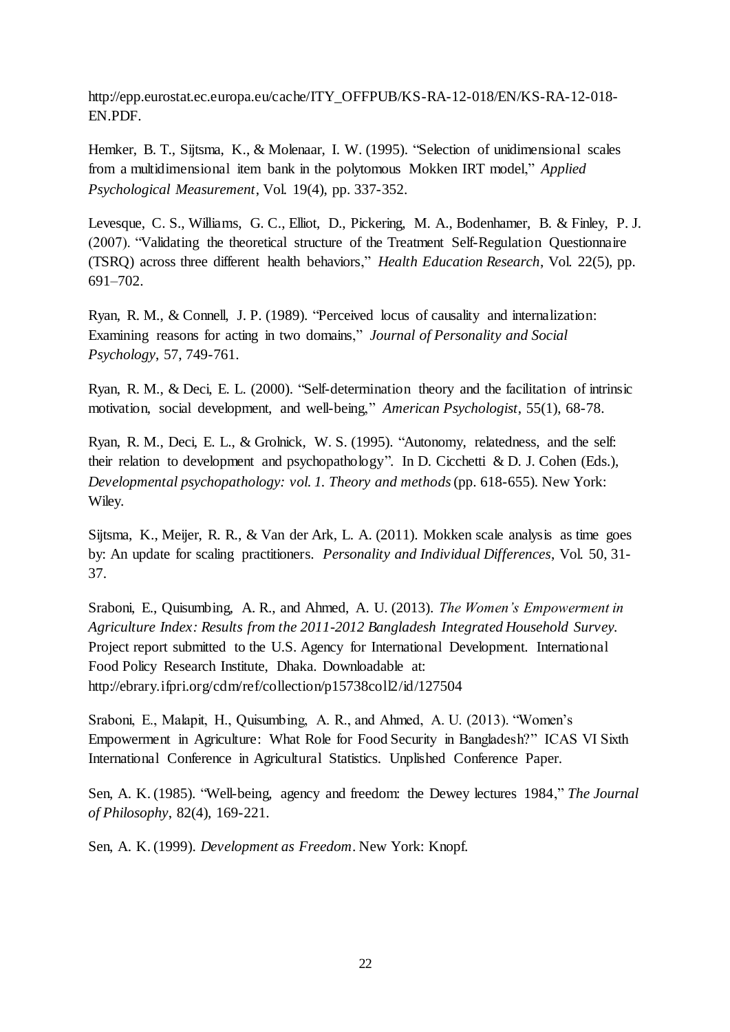http://epp.eurostat.ec.europa.eu/cache/ITY_OFFPUB/KS-RA-12-018/EN/KS-RA-12-018-EN.PDF.

Hemker, B. T., Sijtsma, K., & Molenaar, I. W. (1995). "Selection of unidimensional scales from a multidimensional item bank in the polytomous Mokken IRT model," *Applied Psychological Measurement*, Vol. 19(4), pp. 337-352.

Levesque, C. S., Williams, G. C., Elliot, D., Pickering, M. A., Bodenhamer, B. & Finley, P. J. (2007). "Validating the theoretical structure of the Treatment Self-Regulation Questionnaire (TSRQ) across three different health behaviors," *Health Education Research*, Vol. 22(5), pp. 691–702.

Ryan, R. M., & Connell, J. P. (1989). "Perceived locus of causality and internalization: Examining reasons for acting in two domains," *Journal of Personality and Social Psychology*, 57, 749-761.

Ryan, R. M., & Deci, E. L. (2000). "Self-determination theory and the facilitation of intrinsic motivation, social development, and well-being," *American Psychologist*, 55(1), 68-78.

Ryan, R. M., Deci, E. L., & Grolnick, W. S. (1995). "Autonomy, relatedness, and the self: their relation to development and psychopathology". In D. Cicchetti & D. J. Cohen (Eds.), *Developmental psychopathology: vol. 1. Theory and methods* (pp. 618-655). New York: Wiley.

Sijtsma, K., Meijer, R. R., & Van der Ark, L. A. (2011). Mokken scale analysis as time goes by: An update for scaling practitioners. *Personality and Individual Differences*, Vol. 50, 31-37.

Sraboni, E., Quisumbing, A. R., and Ahmed, A. U. (2013). *The Women's Empowerment in Agriculture Index: Results from the 2011-2012 Bangladesh Integrated Household Survey.* Project report submitted to the U.S. Agency for International Development. International Food Policy Research Institute, Dhaka. Downloadable at: http://ebrary.ifpri.org/cdm/ref/collection/p15738coll2/id/127504

Sraboni, E., Malapit, H., Quisumbing, A. R., and Ahmed, A. U. (2013). "Women's Empowerment in Agriculture: What Role for Food Security in Bangladesh?" ICAS VI Sixth International Conference in Agricultural Statistics. Unplished Conference Paper.

Sen, A. K. (1985). "Well-being, agency and freedom: the Dewey lectures 1984," *The Journal of Philosophy*, 82(4), 169-221.

Sen, A. K. (1999). *Development as Freedom*. New York: Knopf.